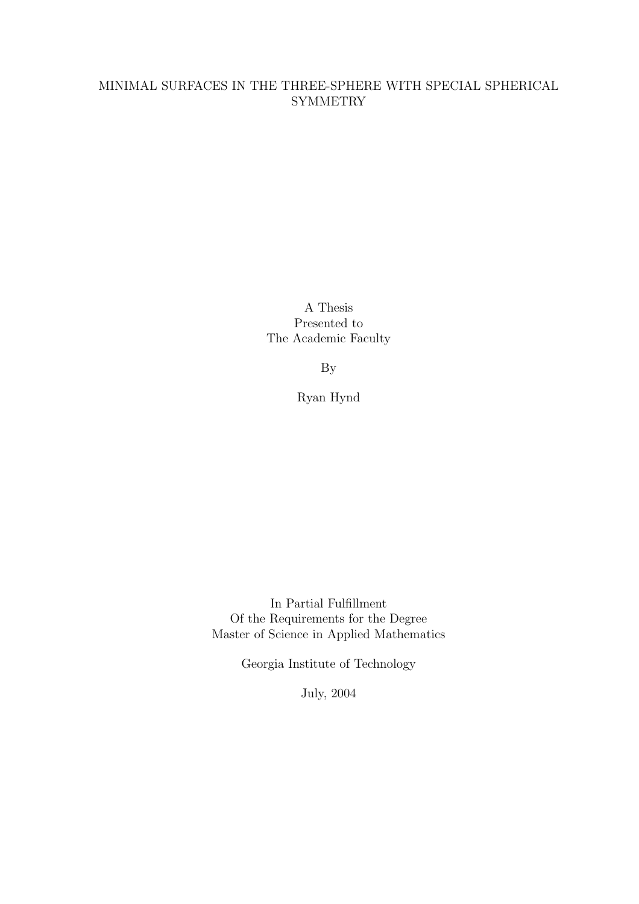# MINIMAL SURFACES IN THE THREE-SPHERE WITH SPECIAL SPHERICAL SYMMETRY

A Thesis
Presented to
The Academic Faculty

By

Ryan Hynd

In Partial Fulfillment
Of the Requirements for the Degree
Master of Science in Applied Mathematics

Georgia Institute of Technology

July, 2004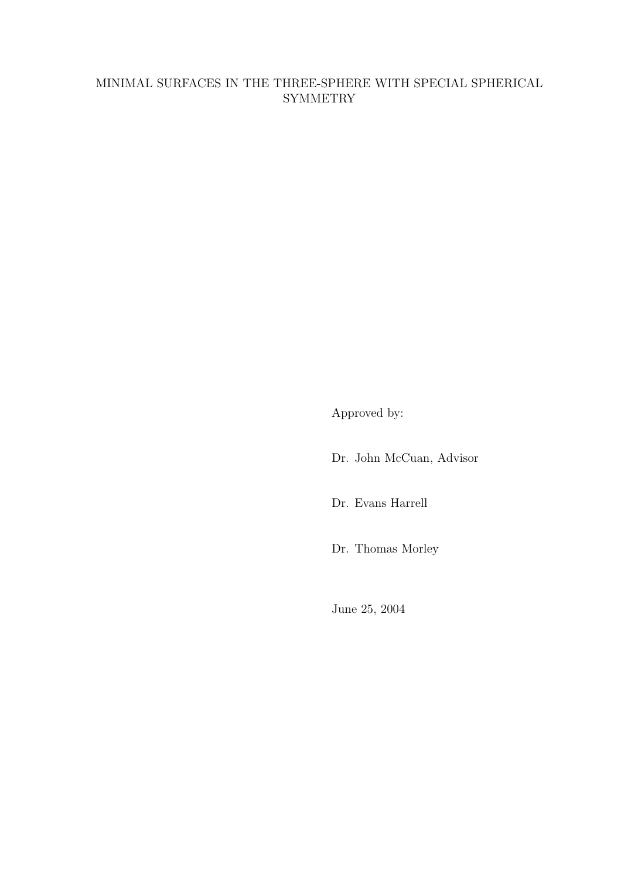MINIMAL SURFACES IN THE THREE-SPHERE WITH SPECIAL SPHERICAL SYMMETRY

Approved by:

Dr. John McCuan, Advisor

Dr. Evans Harrell

Dr. Thomas Morley

June 25, 2004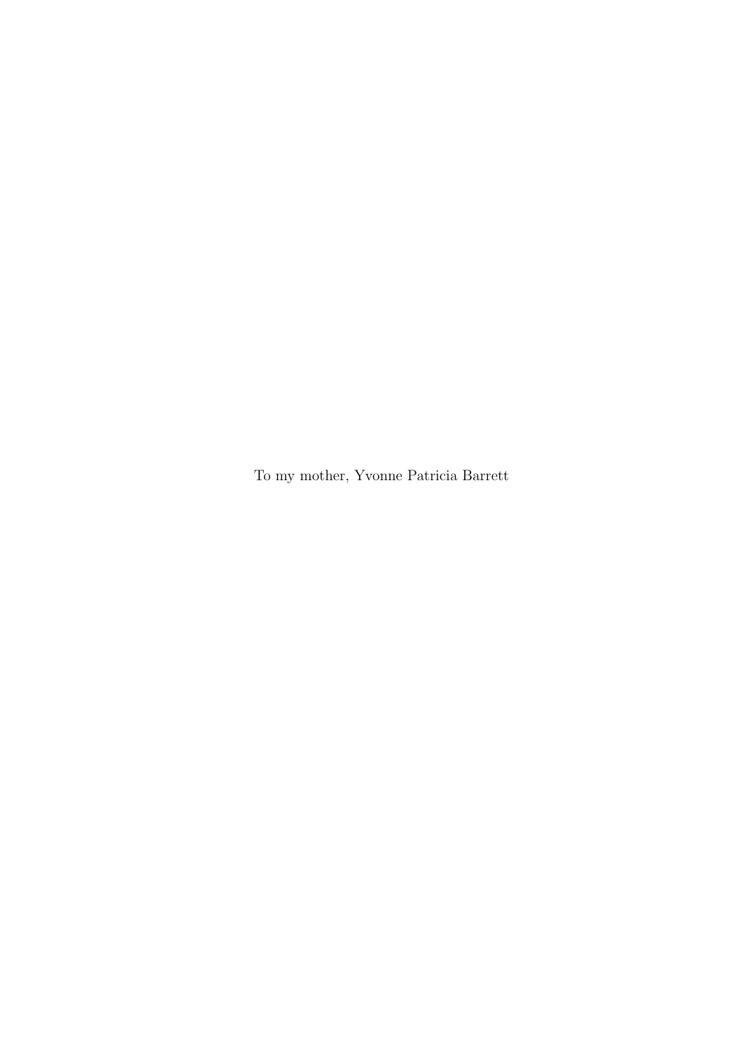To my mother, Yvonne Patricia Barrett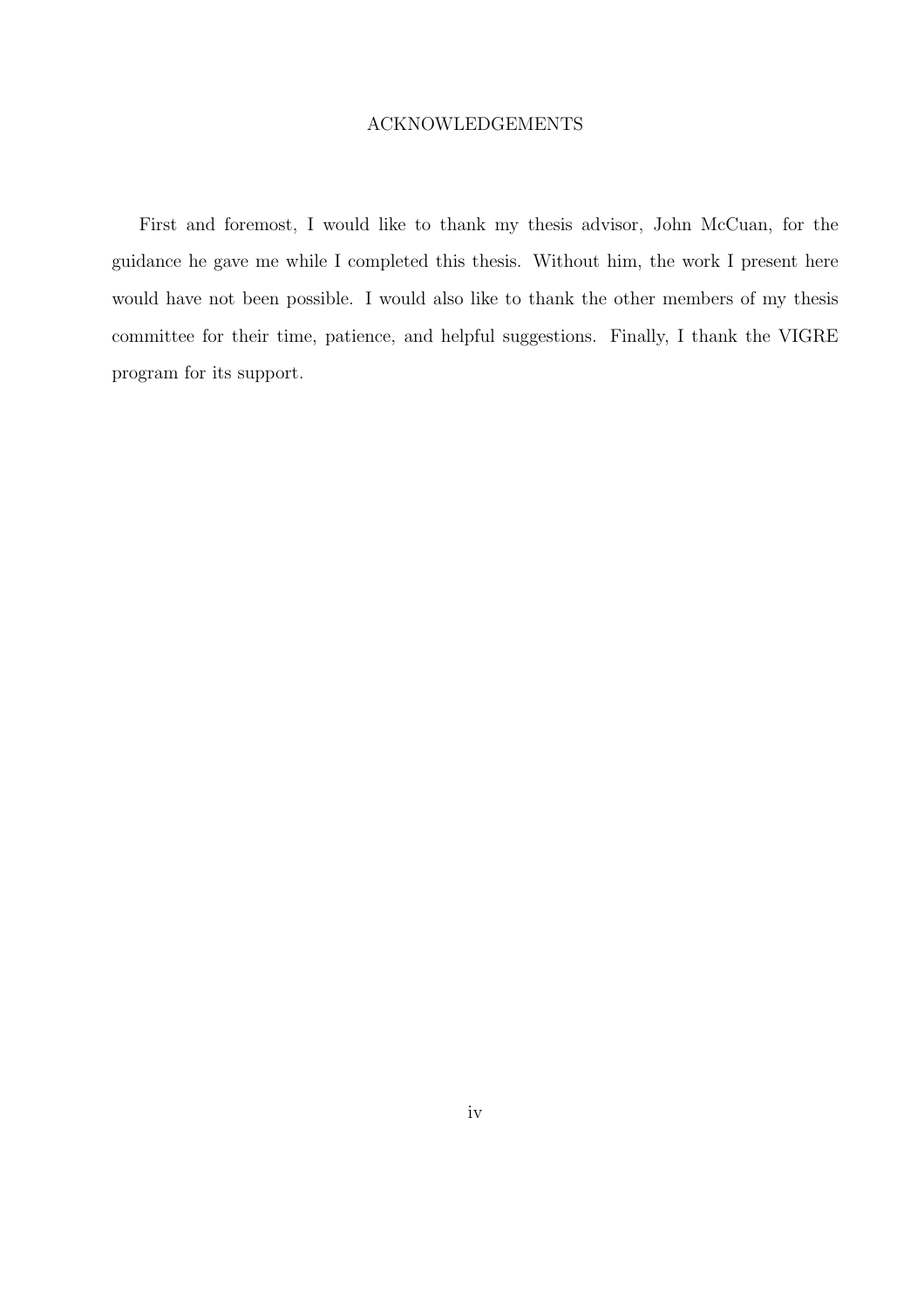# ACKNOWLEDGEMENTS

First and foremost, I would like to thank my thesis advisor, John McCuan, for the guidance he gave me while I completed this thesis. Without him, the work I present here would have not been possible. I would also like to thank the other members of my thesis committee for their time, patience, and helpful suggestions. Finally, I thank the VIGRE program for its support.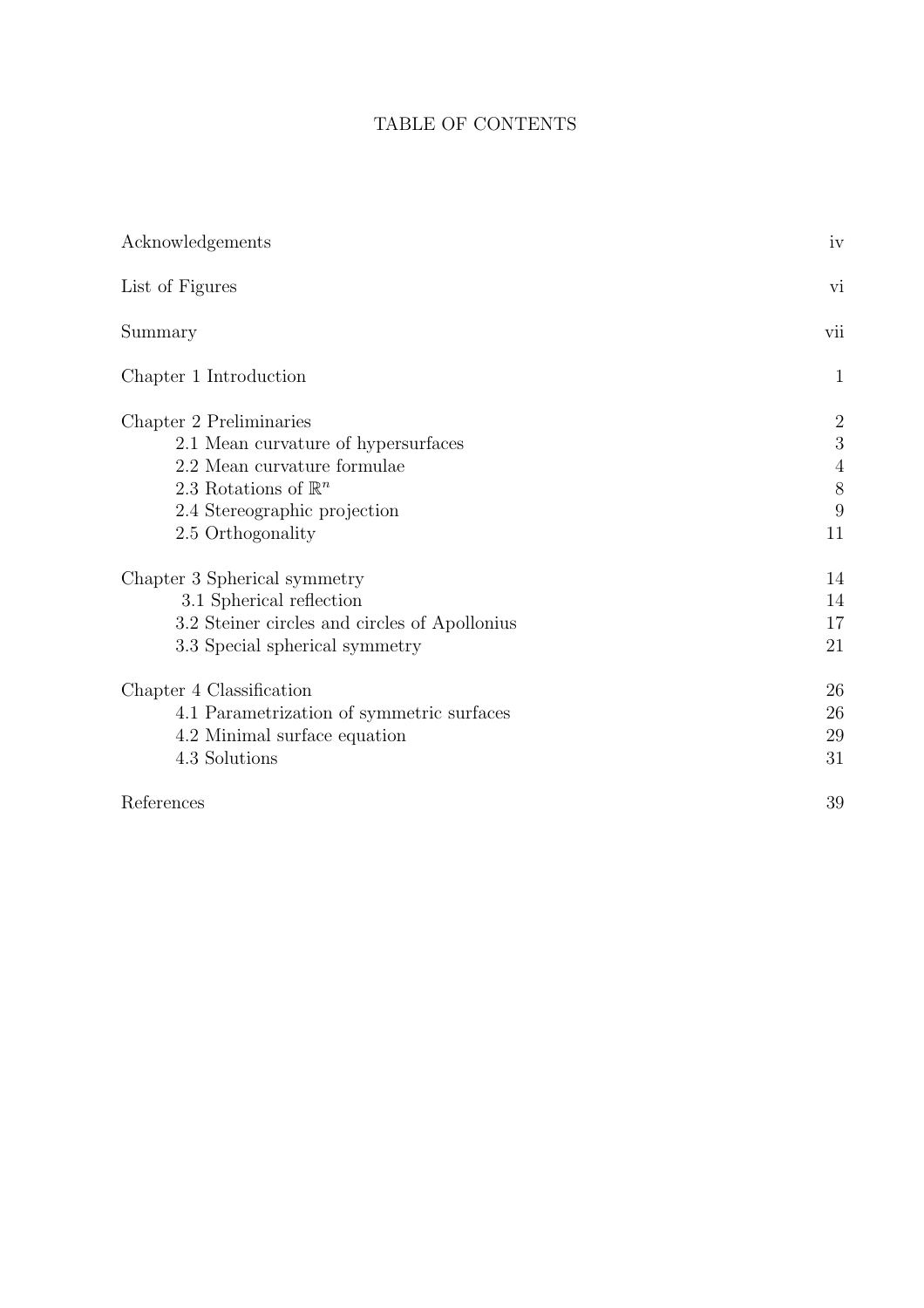# TABLE OF CONTENTS

| | |
|---|---|
| Acknowledgements | iv |
| List of Figures | vi |
| Summary | vii |
| Chapter 1 Introduction | 1 |
| Chapter 2 Preliminaries | 2 |
| 2.1 Mean curvature of hypersurfaces | 3 |
| 2.2 Mean curvature formulae | 4 |
| 2.3 Rotations of $\mathbb{R}^n$ | 8 |
| 2.4 Stereographic projection | 9 |
| 2.5 Orthogonality | 11 |
| Chapter 3 Spherical symmetry | 14 |
| 3.1 Spherical reflection | 14 |
| 3.2 Steiner circles and circles of Apollonius | 17 |
| 3.3 Special spherical symmetry | 21 |
| Chapter 4 Classification | 26 |
| 4.1 Parametrization of symmetric surfaces | 26 |
| 4.2 Minimal surface equation | 29 |
| 4.3 Solutions | 31 |
| References | 39 |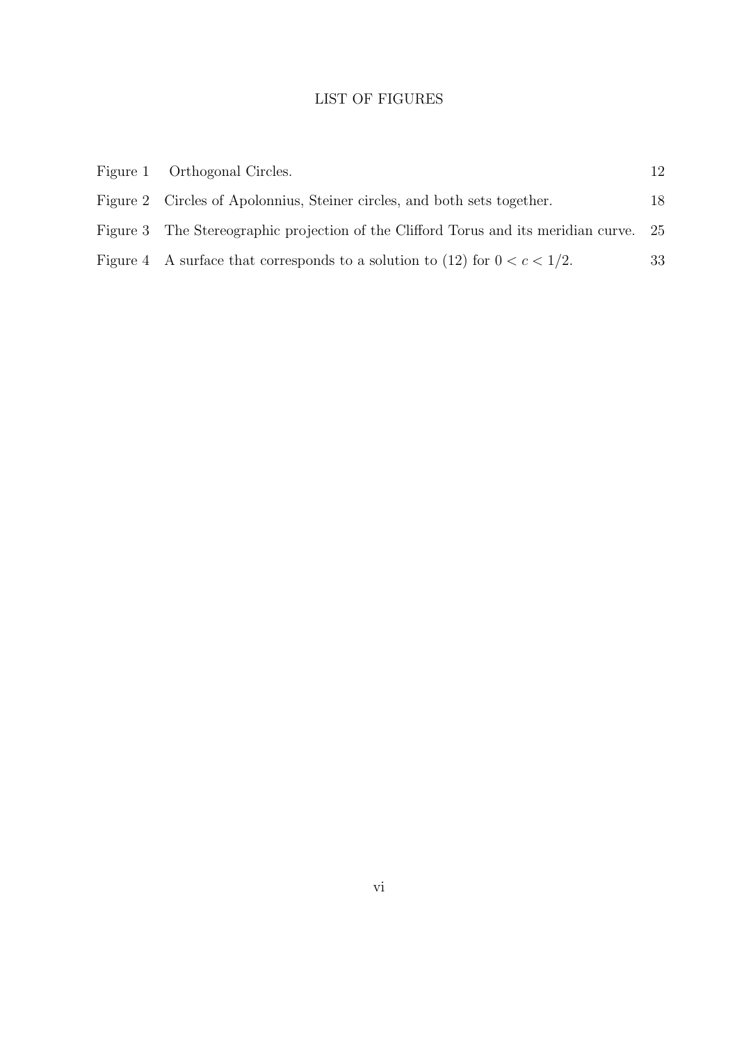# LIST OF FIGURES

| | | |
|---|---|---|
| Figure 1 | Orthogonal Circles. | 12 |
| Figure 2 | Circles of Apolonnius, Steiner circles, and both sets together. | 18 |
| Figure 3 | The Stereographic projection of the Clifford Torus and its meridian curve. | 25 |
| Figure 4 | A surface that corresponds to a solution to (12) for $0 < c < 1/2$. | 33 |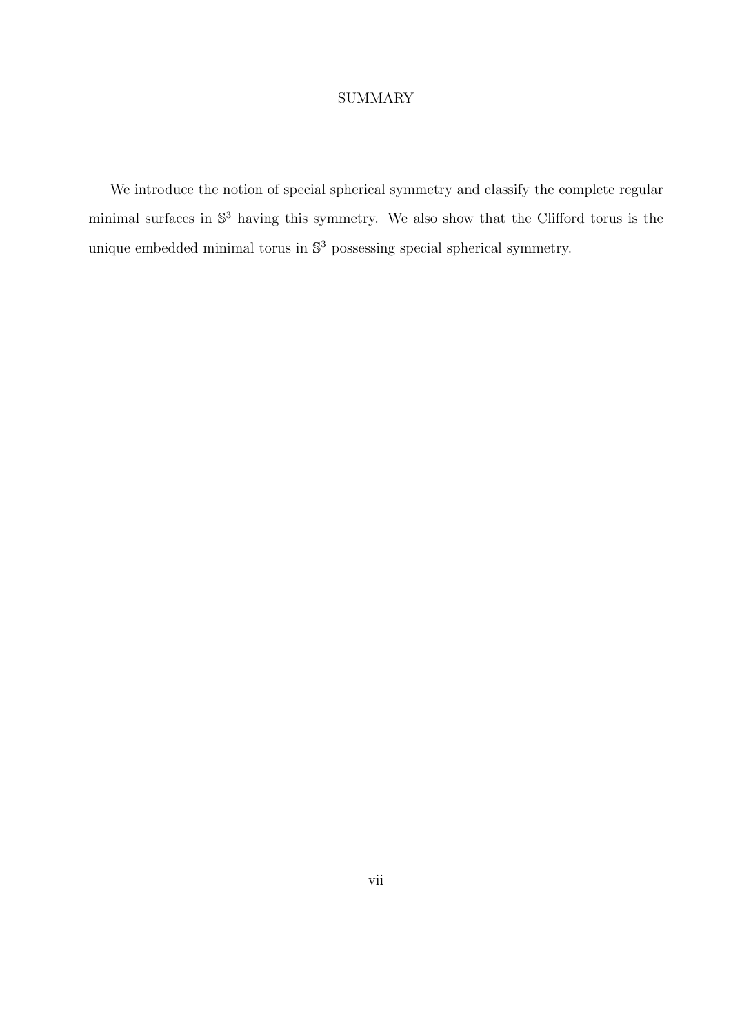# SUMMARY

We introduce the notion of special spherical symmetry and classify the complete regular minimal surfaces in $\mathbb{S}^3$ having this symmetry. We also show that the Clifford torus is the unique embedded minimal torus in $\mathbb{S}^3$ possessing special spherical symmetry.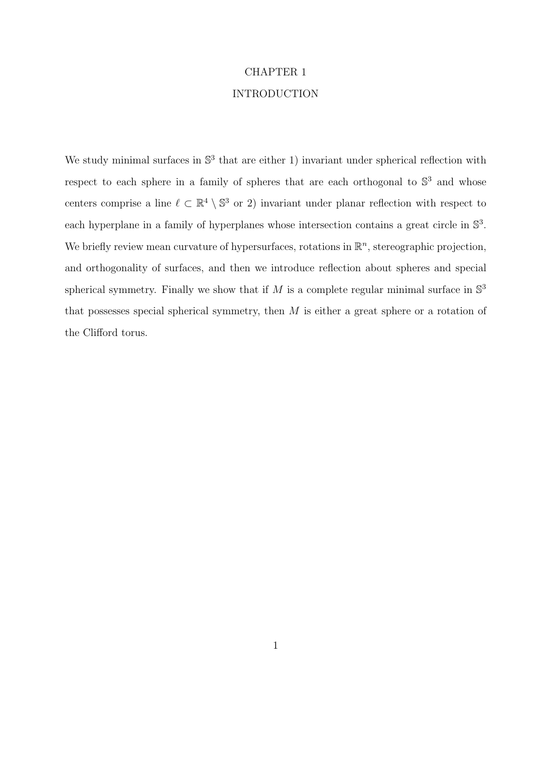# CHAPTER 1

# INTRODUCTION

We study minimal surfaces in $\mathbb{S}^3$ that are either 1) invariant under spherical reflection with respect to each sphere in a family of spheres that are each orthogonal to $\mathbb{S}^3$ and whose centers comprise a line $\ell \subset \mathbb{R}^4 \setminus \mathbb{S}^3$ or 2) invariant under planar reflection with respect to each hyperplane in a family of hyperplanes whose intersection contains a great circle in $\mathbb{S}^3$. We briefly review mean curvature of hypersurfaces, rotations in $\mathbb{R}^n$, stereographic projection, and orthogonality of surfaces, and then we introduce reflection about spheres and special spherical symmetry. Finally we show that if $M$ is a complete regular minimal surface in $\mathbb{S}^3$ that possesses special spherical symmetry, then $M$ is either a great sphere or a rotation of the Clifford torus.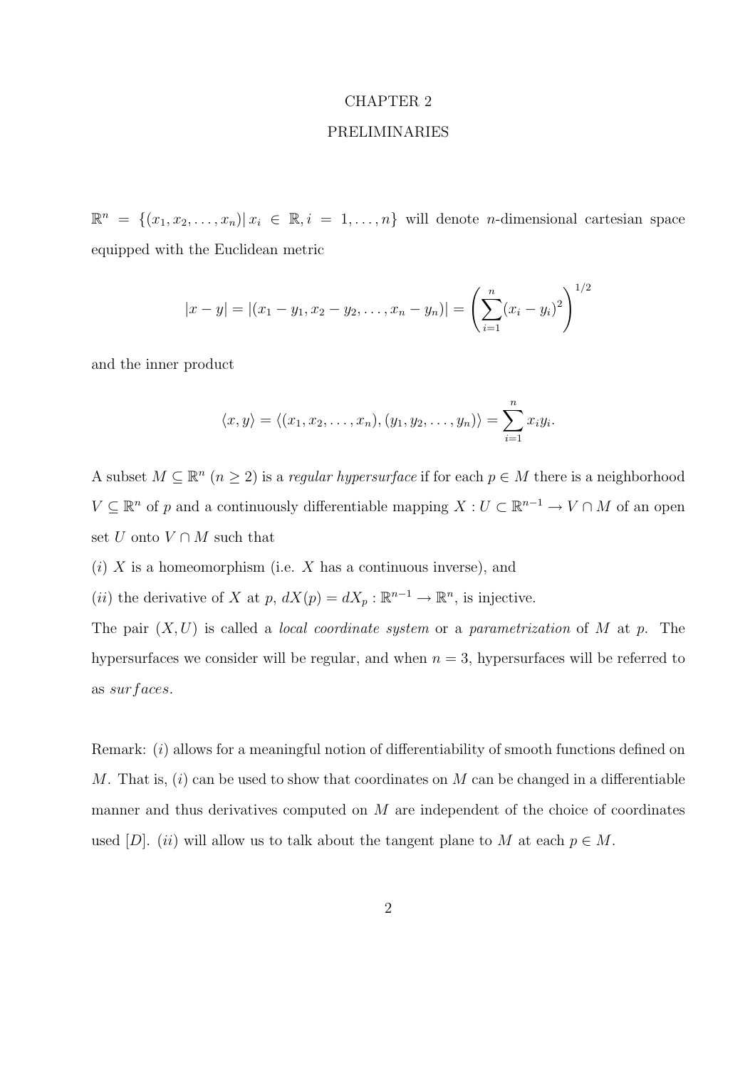# CHAPTER 2

# PRELIMINARIES

$\mathbb{R}^n = \{(x_1, x_2, \ldots, x_n) | \, x_i \in \mathbb{R}, i = 1, \ldots, n\}$ will denote $n$-dimensional cartesian space equipped with the Euclidean metric

$$|x - y| = |(x_1 - y_1, x_2 - y_2, \ldots, x_n - y_n)| = \left( \sum_{i=1}^{n} (x_i - y_i)^2 \right)^{1/2}$$

and the inner product

$$\langle x, y \rangle = \langle (x_1, x_2, \ldots, x_n), (y_1, y_2, \ldots, y_n) \rangle = \sum_{i=1}^{n} x_i y_i.$$

A subset $M \subseteq \mathbb{R}^n$ $(n \geq 2)$ is a *regular hypersurface* if for each $p \in M$ there is a neighborhood $V \subseteq \mathbb{R}^n$ of $p$ and a continuously differentiable mapping $X : U \subset \mathbb{R}^{n-1} \to V \cap M$ of an open set $U$ onto $V \cap M$ such that

$(i)$ $X$ is a homeomorphism (i.e. $X$ has a continuous inverse), and

$(ii)$ the derivative of $X$ at $p$, $dX(p) = dX_p : \mathbb{R}^{n-1} \to \mathbb{R}^n$, is injective.

The pair $(X, U)$ is called a *local coordinate system* or a *parametrization* of $M$ at $p$. The hypersurfaces we consider will be regular, and when $n = 3$, hypersurfaces will be referred to as *surfaces*.

Remark: $(i)$ allows for a meaningful notion of differentiability of smooth functions defined on $M$. That is, $(i)$ can be used to show that coordinates on $M$ can be changed in a differentiable manner and thus derivatives computed on $M$ are independent of the choice of coordinates used [D]. $(ii)$ will allow us to talk about the tangent plane to $M$ at each $p \in M$.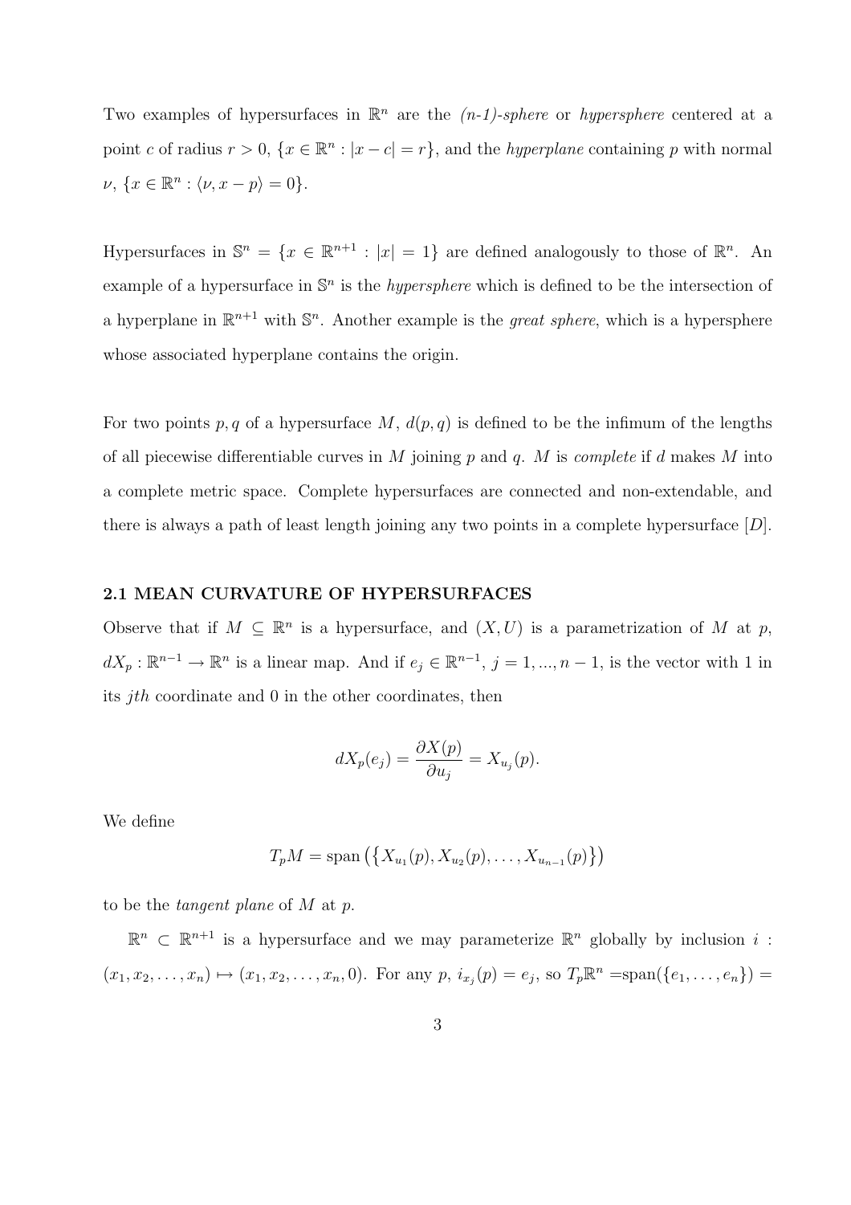Two examples of hypersurfaces in $\mathbb{R}^n$ are the *(n-1)-sphere* or *hypersphere* centered at a point $c$ of radius $r > 0$, $\{x \in \mathbb{R}^n : |x - c| = r\}$, and the *hyperplane* containing $p$ with normal $\nu$, $\{x \in \mathbb{R}^n : \langle \nu, x - p \rangle = 0\}$.

Hypersurfaces in $\mathbb{S}^n = \{x \in \mathbb{R}^{n+1} : |x| = 1\}$ are defined analogously to those of $\mathbb{R}^n$. An example of a hypersurface in $\mathbb{S}^n$ is the *hypersphere* which is defined to be the intersection of a hyperplane in $\mathbb{R}^{n+1}$ with $\mathbb{S}^n$. Another example is the *great sphere*, which is a hypersphere whose associated hyperplane contains the origin.

For two points $p, q$ of a hypersurface $M$, $d(p, q)$ is defined to be the infimum of the lengths of all piecewise differentiable curves in $M$ joining $p$ and $q$. $M$ is *complete* if $d$ makes $M$ into a complete metric space. Complete hypersurfaces are connected and non-extendable, and there is always a path of least length joining any two points in a complete hypersurface [$D$].

### 2.1 MEAN CURVATURE OF HYPERSURFACES

Observe that if $M \subseteq \mathbb{R}^n$ is a hypersurface, and $(X, U)$ is a parametrization of $M$ at $p$, $dX_p : \mathbb{R}^{n-1} \to \mathbb{R}^n$ is a linear map. And if $e_j \in \mathbb{R}^{n-1}$, $j = 1, ..., n-1$, is the vector with 1 in its $jth$ coordinate and 0 in the other coordinates, then

$$dX_p(e_j) = \frac{\partial X(p)}{\partial u_j} = X_{u_j}(p).$$

We define

$$T_pM = \text{span}\left(\left\{X_{u_1}(p), X_{u_2}(p), \ldots, X_{u_{n-1}}(p)\right\}\right)$$

to be the *tangent plane* of $M$ at $p$.

$\mathbb{R}^n \subset \mathbb{R}^{n+1}$ is a hypersurface and we may parameterize $\mathbb{R}^n$ globally by inclusion $i$ : $(x_1, x_2, \ldots, x_n) \mapsto (x_1, x_2, \ldots, x_n, 0)$. For any $p$, $i_{x_j}(p) = e_j$, so $T_p\mathbb{R}^n$ =span($\{e_1, \ldots, e_n\}$) =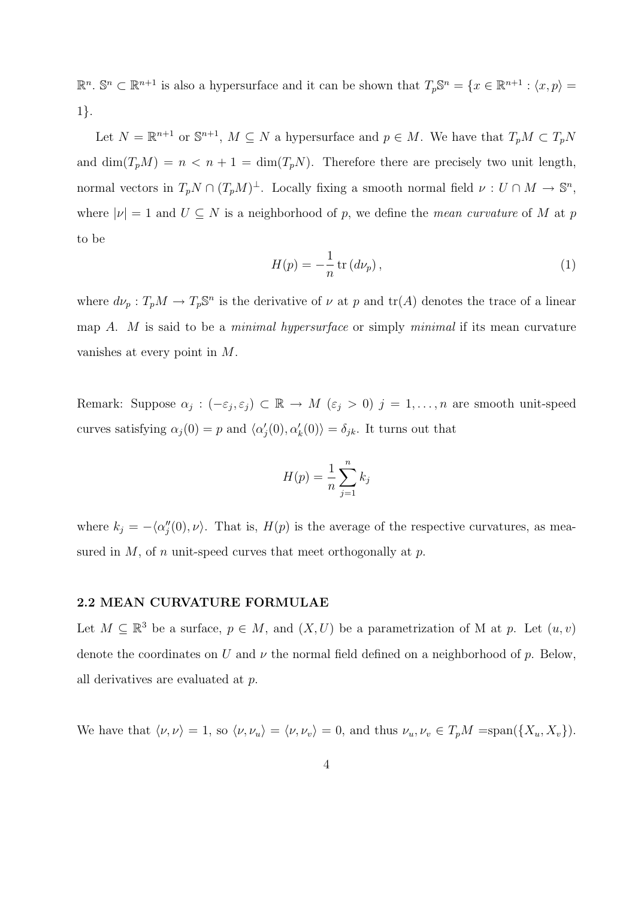$\mathbb{R}^n$. $\mathbb{S}^n \subset \mathbb{R}^{n+1}$ is also a hypersurface and it can be shown that $T_p\mathbb{S}^n = \{x \in \mathbb{R}^{n+1} : \langle x, p\rangle = 1\}$.

Let $N = \mathbb{R}^{n+1}$ or $\mathbb{S}^{n+1}$, $M \subseteq N$ a hypersurface and $p \in M$. We have that $T_pM \subset T_pN$ and $\dim(T_pM) = n < n+1 = \dim(T_pN)$. Therefore there are precisely two unit length, normal vectors in $T_pN \cap (T_pM)^{\perp}$. Locally fixing a smooth normal field $\nu : U \cap M \to \mathbb{S}^n$, where $|\nu| = 1$ and $U \subseteq N$ is a neighborhood of $p$, we define the *mean curvature* of $M$ at $p$ to be

$$H(p) = -\frac{1}{n}\operatorname{tr}(d\nu_p), \tag{1}$$

where $d\nu_p : T_pM \to T_p\mathbb{S}^n$ is the derivative of $\nu$ at $p$ and $\operatorname{tr}(A)$ denotes the trace of a linear map $A$. $M$ is said to be a *minimal hypersurface* or simply *minimal* if its mean curvature vanishes at every point in $M$.

Remark: Suppose $\alpha_j : (-\varepsilon_j, \varepsilon_j) \subset \mathbb{R} \to M$ $(\varepsilon_j > 0)$ $j = 1, \ldots, n$ are smooth unit-speed curves satisfying $\alpha_j(0) = p$ and $\langle \alpha_j'(0), \alpha_k'(0)\rangle = \delta_{jk}$. It turns out that

$$H(p) = \frac{1}{n}\sum_{j=1}^{n} k_j$$

where $k_j = -\langle \alpha_j''(0), \nu\rangle$. That is, $H(p)$ is the average of the respective curvatures, as measured in $M$, of $n$ unit-speed curves that meet orthogonally at $p$.

### 2.2 MEAN CURVATURE FORMULAE

Let $M \subseteq \mathbb{R}^3$ be a surface, $p \in M$, and $(X, U)$ be a parametrization of M at $p$. Let $(u, v)$ denote the coordinates on $U$ and $\nu$ the normal field defined on a neighborhood of $p$. Below, all derivatives are evaluated at $p$.

We have that $\langle \nu, \nu\rangle = 1$, so $\langle \nu, \nu_u\rangle = \langle \nu, \nu_v\rangle = 0$, and thus $\nu_u, \nu_v \in T_pM = \operatorname{span}(\{X_u, X_v\})$.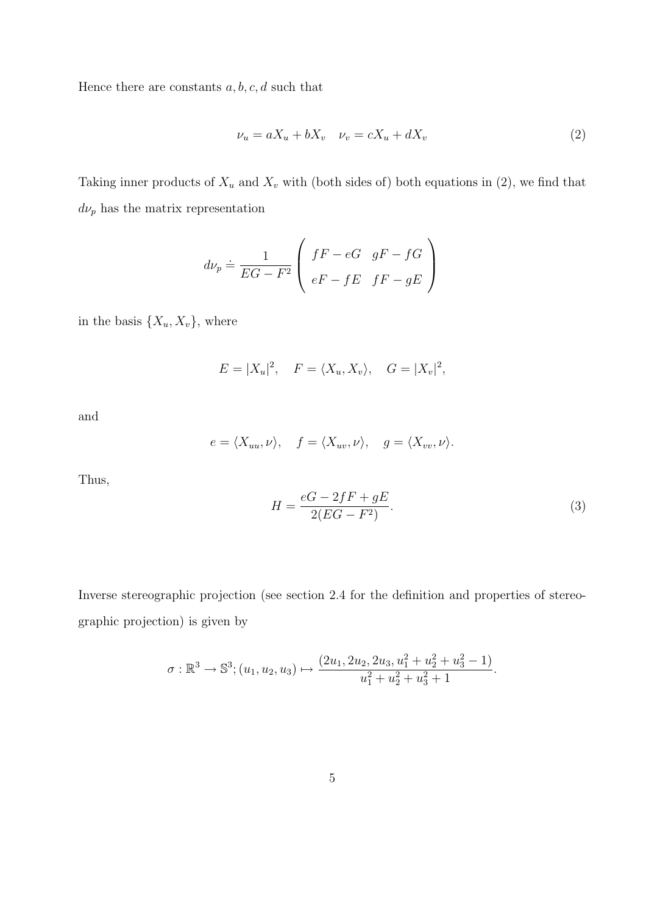Hence there are constants $a, b, c, d$ such that

$$\nu_u = aX_u + bX_v \quad \nu_v = cX_u + dX_v \tag{2}$$

Taking inner products of $X_u$ and $X_v$ with (both sides of) both equations in (2), we find that $d\nu_p$ has the matrix representation

$$d\nu_p \doteq \frac{1}{EG - F^2} \begin{pmatrix} fF - eG & gF - fG \\ eF - fE & fF - gE \end{pmatrix}$$

in the basis $\{X_u, X_v\}$, where

$$E = |X_u|^2, \quad F = \langle X_u, X_v \rangle, \quad G = |X_v|^2,$$

and

$$e = \langle X_{uu}, \nu \rangle, \quad f = \langle X_{uv}, \nu \rangle, \quad g = \langle X_{vv}, \nu \rangle.$$

Thus,

$$H = \frac{eG - 2fF + gE}{2(EG - F^2)}. \tag{3}$$

Inverse stereographic projection (see section 2.4 for the definition and properties of stereographic projection) is given by

$$\sigma : \mathbb{R}^3 \to \mathbb{S}^3; (u_1, u_2, u_3) \mapsto \frac{(2u_1, 2u_2, 2u_3, u_1^2 + u_2^2 + u_3^2 - 1)}{u_1^2 + u_2^2 + u_3^2 + 1}.$$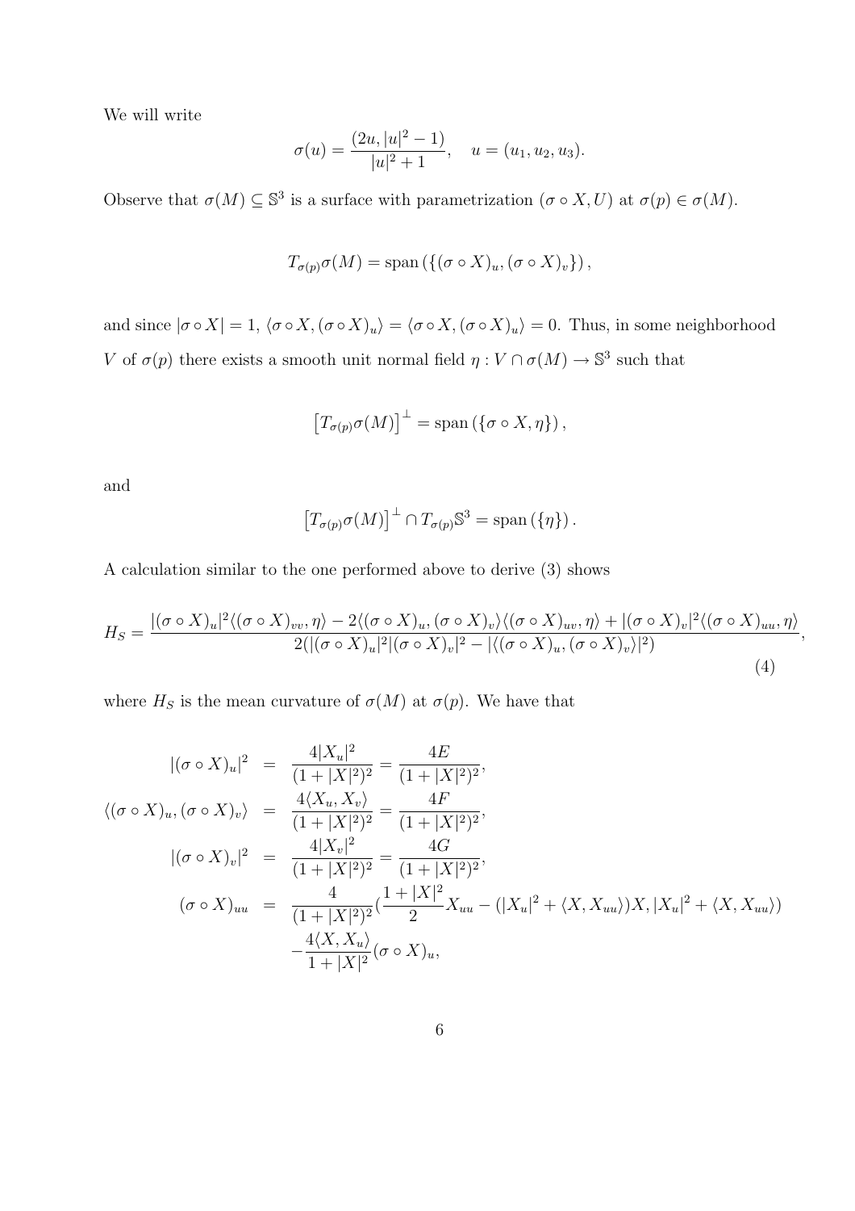We will write

$$\sigma(u) = \frac{(2u, |u|^2 - 1)}{|u|^2 + 1}, \quad u = (u_1, u_2, u_3).$$

Observe that $\sigma(M) \subseteq \mathbb{S}^3$ is a surface with parametrization $(\sigma \circ X, U)$ at $\sigma(p) \in \sigma(M)$.

$$T_{\sigma(p)}\sigma(M) = \operatorname{span}\left(\{(\sigma \circ X)_u, (\sigma \circ X)_v\}\right),$$

and since $|\sigma \circ X| = 1$, $\langle \sigma \circ X, (\sigma \circ X)_u \rangle = \langle \sigma \circ X, (\sigma \circ X)_u \rangle = 0$. Thus, in some neighborhood $V$ of $\sigma(p)$ there exists a smooth unit normal field $\eta : V \cap \sigma(M) \to \mathbb{S}^3$ such that

$$\left[T_{\sigma(p)}\sigma(M)\right]^{\perp} = \operatorname{span}\left(\{\sigma \circ X, \eta\}\right),$$

and

$$\left[T_{\sigma(p)}\sigma(M)\right]^{\perp} \cap T_{\sigma(p)}\mathbb{S}^3 = \operatorname{span}\left(\{\eta\}\right).$$

A calculation similar to the one performed above to derive (3) shows

$$H_S = \frac{|(\sigma \circ X)_u|^2 \langle (\sigma \circ X)_{vv}, \eta \rangle - 2\langle (\sigma \circ X)_u, (\sigma \circ X)_v \rangle \langle (\sigma \circ X)_{uv}, \eta \rangle + |(\sigma \circ X)_v|^2 \langle (\sigma \circ X)_{uu}, \eta \rangle}{2(|(\sigma \circ X)_u|^2 |(\sigma \circ X)_v|^2 - |\langle (\sigma \circ X)_u, (\sigma \circ X)_v \rangle|^2)}, \tag{4}$$

where $H_S$ is the mean curvature of $\sigma(M)$ at $\sigma(p)$. We have that

$$\begin{aligned}
|(\sigma \circ X)_u|^2 &= \frac{4|X_u|^2}{(1 + |X|^2)^2} = \frac{4E}{(1 + |X|^2)^2}, \\
\langle (\sigma \circ X)_u, (\sigma \circ X)_v \rangle &= \frac{4\langle X_u, X_v \rangle}{(1 + |X|^2)^2} = \frac{4F}{(1 + |X|^2)^2}, \\
|(\sigma \circ X)_v|^2 &= \frac{4|X_v|^2}{(1 + |X|^2)^2} = \frac{4G}{(1 + |X|^2)^2}, \\
(\sigma \circ X)_{uu} &= \frac{4}{(1 + |X|^2)^2}\left(\frac{1 + |X|^2}{2} X_{uu} - (|X_u|^2 + \langle X, X_{uu} \rangle)X, |X_u|^2 + \langle X, X_{uu} \rangle\right) \\
&\quad - \frac{4\langle X, X_u \rangle}{1 + |X|^2}(\sigma \circ X)_u,
\end{aligned}$$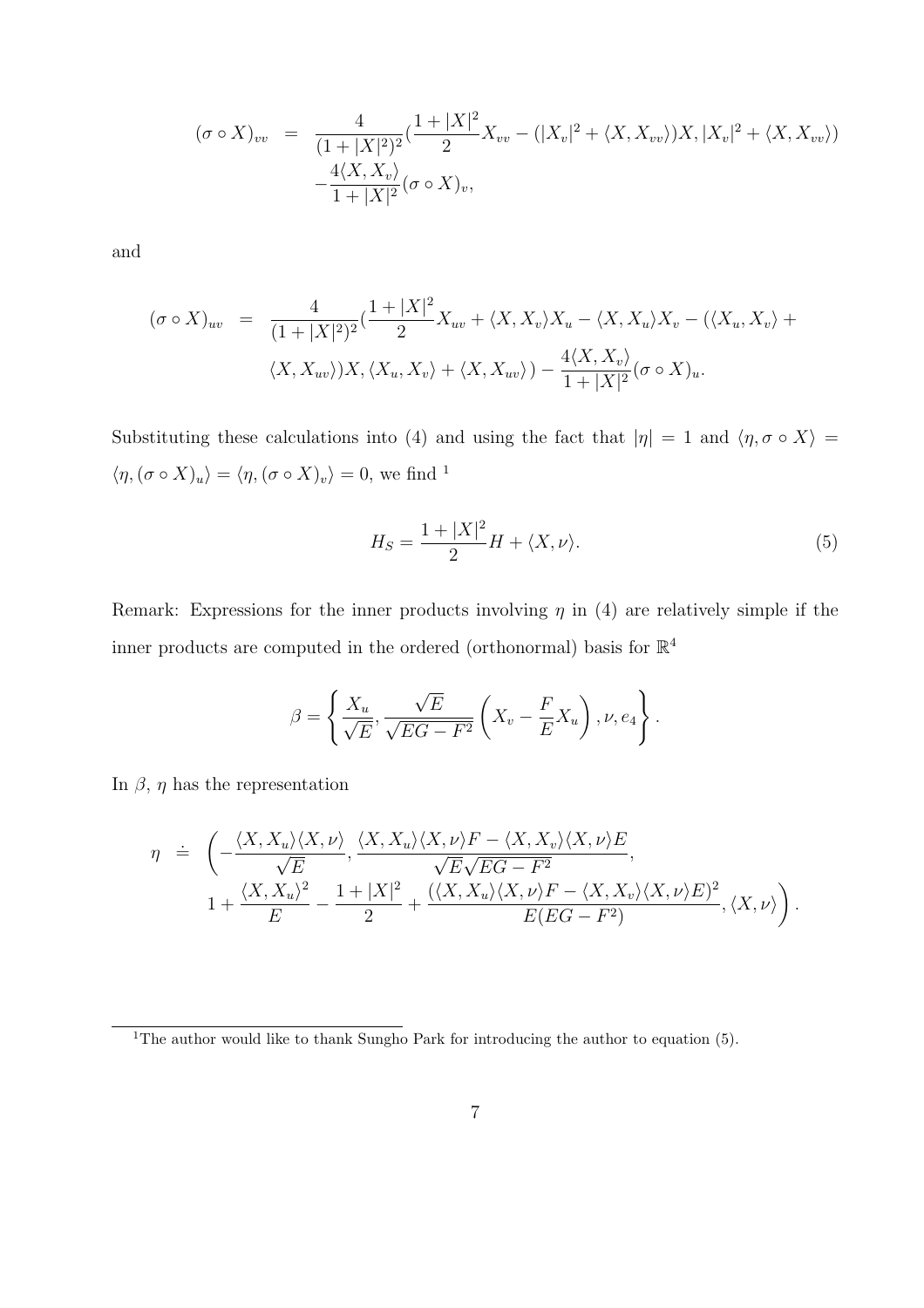$$
\begin{aligned}
(\sigma \circ X)_{vv} &= \frac{4}{(1+|X|^2)^2}\Big(\frac{1+|X|^2}{2}X_{vv} - (|X_v|^2 + \langle X, X_{vv}\rangle)X, |X_v|^2 + \langle X, X_{vv}\rangle\Big) \\
&\quad - \frac{4\langle X, X_v\rangle}{1+|X|^2}(\sigma \circ X)_v,
\end{aligned}
$$

and

$$
\begin{aligned}
(\sigma \circ X)_{uv} &= \frac{4}{(1+|X|^2)^2}\Big(\frac{1+|X|^2}{2}X_{uv} + \langle X, X_v\rangle X_u - \langle X, X_u\rangle X_v - (\langle X_u, X_v\rangle + \\
&\quad \langle X, X_{uv}\rangle)X, \langle X_u, X_v\rangle + \langle X, X_{uv}\rangle\Big) - \frac{4\langle X, X_v\rangle}{1+|X|^2}(\sigma \circ X)_u.
\end{aligned}
$$

Substituting these calculations into (4) and using the fact that $|\eta| = 1$ and $\langle \eta, \sigma \circ X\rangle = \langle \eta, (\sigma \circ X)_u\rangle = \langle \eta, (\sigma \circ X)_v\rangle = 0$, we find [1]

$$
H_S = \frac{1+|X|^2}{2}H + \langle X, \nu\rangle. \tag{5}
$$

Remark: Expressions for the inner products involving $\eta$ in (4) are relatively simple if the inner products are computed in the ordered (orthonormal) basis for $\mathbb{R}^4$

$$
\beta = \left\{ \frac{X_u}{\sqrt{E}}, \frac{\sqrt{E}}{\sqrt{EG-F^2}}\left(X_v - \frac{F}{E}X_u\right), \nu, e_4 \right\}.
$$

In $\beta$, $\eta$ has the representation

$$
\begin{aligned}
\eta \;\doteq\; \Bigg( &-\frac{\langle X, X_u\rangle\langle X, \nu\rangle}{\sqrt{E}}, \frac{\langle X, X_u\rangle\langle X, \nu\rangle F - \langle X, X_v\rangle\langle X, \nu\rangle E}{\sqrt{E}\sqrt{EG-F^2}}, \\
&1 + \frac{\langle X, X_u\rangle^2}{E} - \frac{1+|X|^2}{2} + \frac{(\langle X, X_u\rangle\langle X, \nu\rangle F - \langle X, X_v\rangle\langle X, \nu\rangle E)^2}{E(EG-F^2)}, \langle X, \nu\rangle \Bigg).
\end{aligned}
$$

[1] The author would like to thank Sungho Park for introducing the author to equation (5).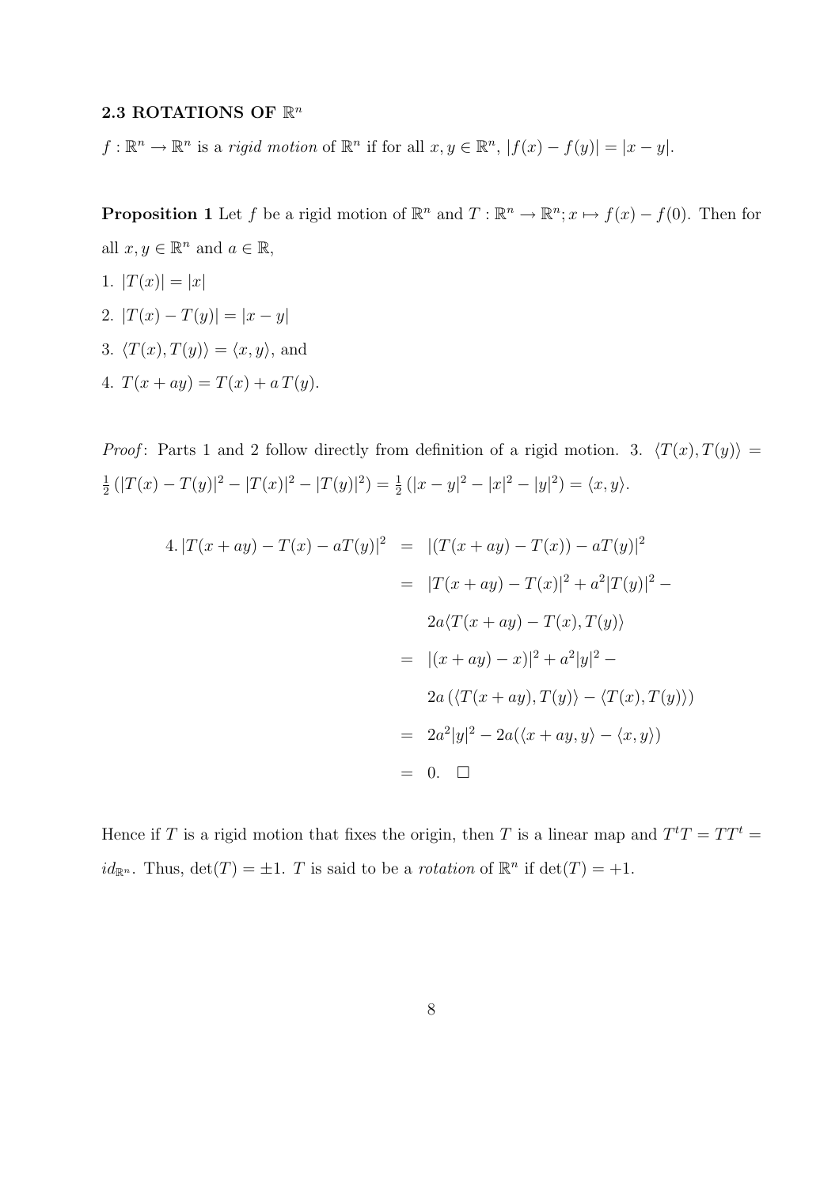## 2.3 ROTATIONS OF $\mathbb{R}^n$

$f : \mathbb{R}^n \to \mathbb{R}^n$ is a *rigid motion* of $\mathbb{R}^n$ if for all $x, y \in \mathbb{R}^n$, $|f(x) - f(y)| = |x - y|$.

**Proposition 1** Let $f$ be a rigid motion of $\mathbb{R}^n$ and $T : \mathbb{R}^n \to \mathbb{R}^n; x \mapsto f(x) - f(0)$. Then for all $x, y \in \mathbb{R}^n$ and $a \in \mathbb{R}$,

1. $|T(x)| = |x|$
2. $|T(x) - T(y)| = |x - y|$
3. $\langle T(x), T(y)\rangle = \langle x, y\rangle$, and
4. $T(x + ay) = T(x) + a\,T(y)$.

*Proof*: Parts 1 and 2 follow directly from definition of a rigid motion. 3. $\langle T(x), T(y)\rangle = \frac{1}{2}\left(|T(x) - T(y)|^2 - |T(x)|^2 - |T(y)|^2\right) = \frac{1}{2}\left(|x - y|^2 - |x|^2 - |y|^2\right) = \langle x, y\rangle$.

$$
\begin{aligned}
4.\, |T(x + ay) - T(x) - aT(y)|^2 &= |(T(x + ay) - T(x)) - aT(y)|^2 \\
&= |T(x + ay) - T(x)|^2 + a^2|T(y)|^2 - \\
&\quad\; 2a\langle T(x + ay) - T(x), T(y)\rangle \\
&= |(x + ay) - x)|^2 + a^2|y|^2 - \\
&\quad\; 2a\left(\langle T(x + ay), T(y)\rangle - \langle T(x), T(y)\rangle\right) \\
&= 2a^2|y|^2 - 2a(\langle x + ay, y\rangle - \langle x, y\rangle) \\
&= 0. \quad \square
\end{aligned}
$$

Hence if $T$ is a rigid motion that fixes the origin, then $T$ is a linear map and $T^tT = TT^t = id_{\mathbb{R}^n}$. Thus, $\det(T) = \pm 1$. $T$ is said to be a *rotation* of $\mathbb{R}^n$ if $\det(T) = +1$.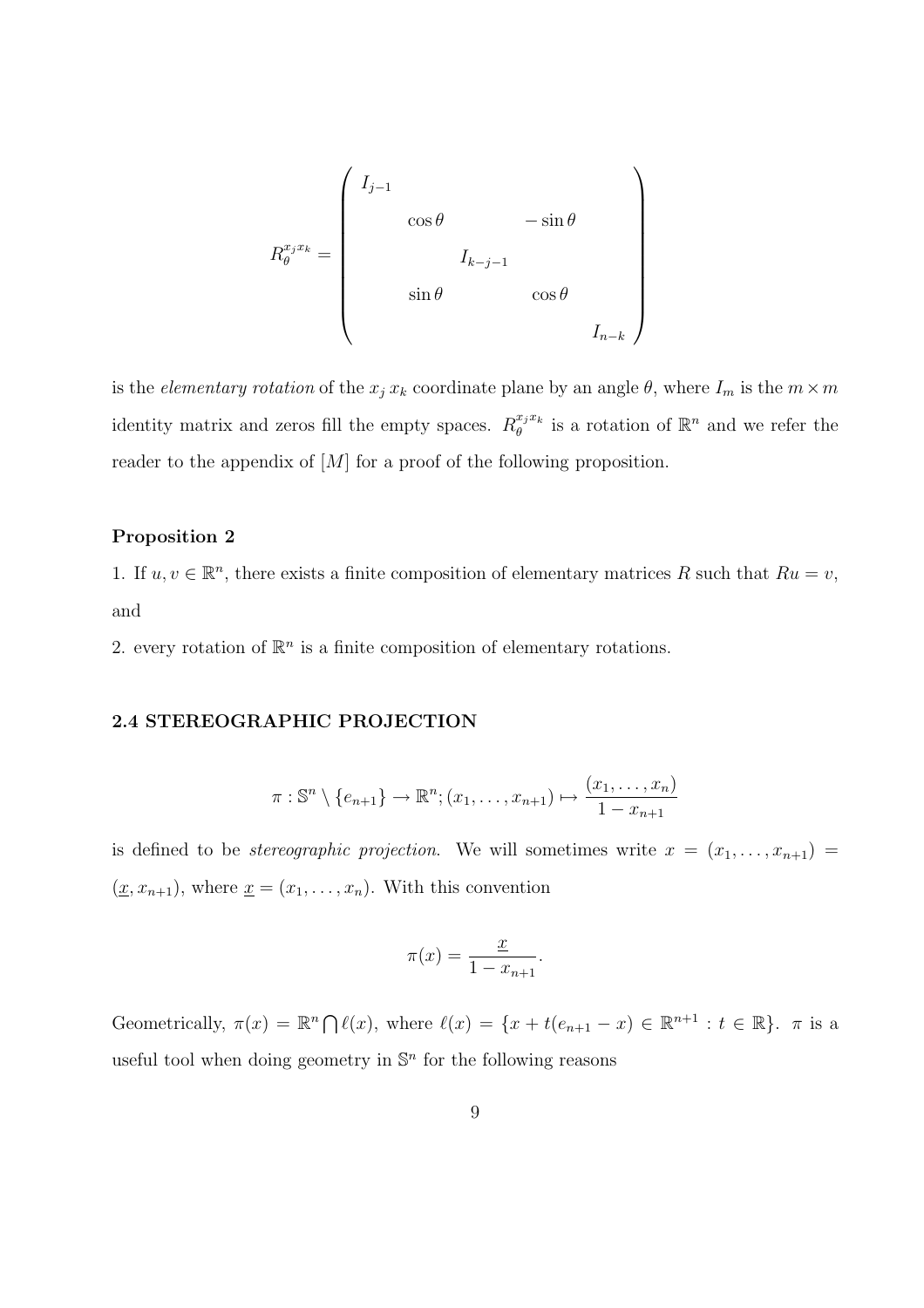$$R_\theta^{x_j x_k} = \begin{pmatrix} I_{j-1} & & & & \\ & \cos\theta & & -\sin\theta & \\ & & I_{k-j-1} & & \\ & \sin\theta & & \cos\theta & \\ & & & & I_{n-k} \end{pmatrix}$$

is the *elementary rotation* of the $x_j\, x_k$ coordinate plane by an angle $\theta$, where $I_m$ is the $m \times m$ identity matrix and zeros fill the empty spaces. $R_\theta^{x_j x_k}$ is a rotation of $\mathbb{R}^n$ and we refer the reader to the appendix of $[M]$ for a proof of the following proposition.

**Proposition 2**

1. If $u, v \in \mathbb{R}^n$, there exists a finite composition of elementary matrices $R$ such that $Ru = v$, and

2. every rotation of $\mathbb{R}^n$ is a finite composition of elementary rotations.

### 2.4 STEREOGRAPHIC PROJECTION

$$\pi : \mathbb{S}^n \setminus \{e_{n+1}\} \to \mathbb{R}^n; (x_1, \ldots, x_{n+1}) \mapsto \frac{(x_1, \ldots, x_n)}{1 - x_{n+1}}$$

is defined to be *stereographic projection*. We will sometimes write $x = (x_1, \ldots, x_{n+1}) = (\underline{x}, x_{n+1})$, where $\underline{x} = (x_1, \ldots, x_n)$. With this convention

$$\pi(x) = \frac{\underline{x}}{1 - x_{n+1}}.$$

Geometrically, $\pi(x) = \mathbb{R}^n \bigcap \ell(x)$, where $\ell(x) = \{x + t(e_{n+1} - x) \in \mathbb{R}^{n+1} : t \in \mathbb{R}\}$. $\pi$ is a useful tool when doing geometry in $\mathbb{S}^n$ for the following reasons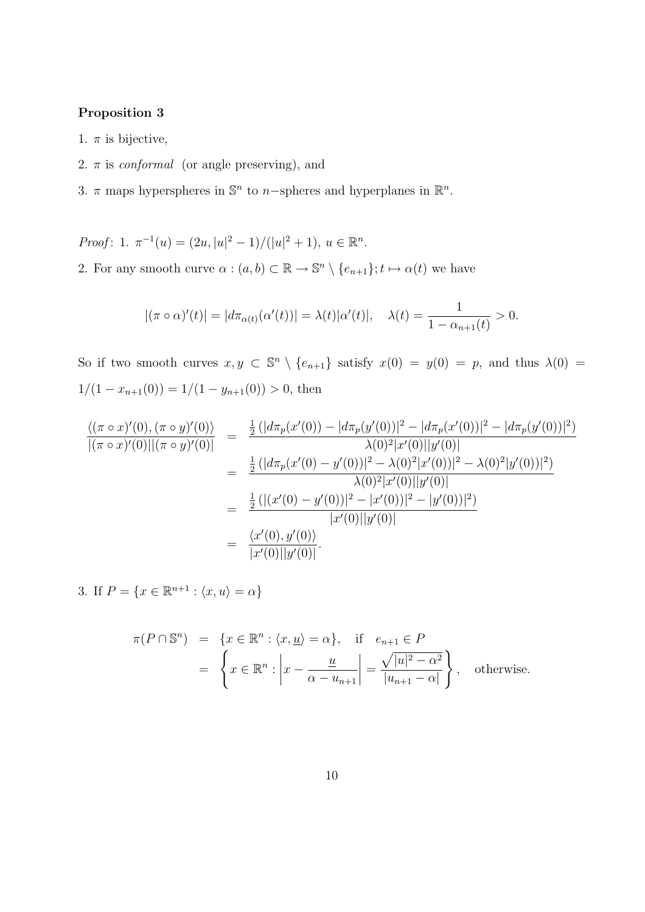**Proposition 3**

1. $\pi$ is bijective,
2. $\pi$ is *conformal* (or angle preserving), and
3. $\pi$ maps hyperspheres in $\mathbb{S}^n$ to $n-$spheres and hyperplanes in $\mathbb{R}^n$.

*Proof*: 1. $\pi^{-1}(u) = (2u, |u|^2 - 1)/(|u|^2 + 1)$, $u \in \mathbb{R}^n$.

2. For any smooth curve $\alpha : (a, b) \subset \mathbb{R} \to \mathbb{S}^n \setminus \{e_{n+1}\}; t \mapsto \alpha(t)$ we have

$$|(\pi \circ \alpha)'(t)| = |d\pi_{\alpha(t)}(\alpha'(t))| = \lambda(t)|\alpha'(t)|, \quad \lambda(t) = \frac{1}{1 - \alpha_{n+1}(t)} > 0.$$

So if two smooth curves $x, y \subset \mathbb{S}^n \setminus \{e_{n+1}\}$ satisfy $x(0) = y(0) = p$, and thus $\lambda(0) = 1/(1 - x_{n+1}(0)) = 1/(1 - y_{n+1}(0)) > 0$, then

$$\begin{aligned}
\frac{\langle(\pi \circ x)'(0), (\pi \circ y)'(0)\rangle}{|(\pi \circ x)'(0)||(\pi \circ y)'(0)|} &= \frac{\frac{1}{2}\left(|d\pi_p(x'(0)) - |d\pi_p(y'(0))|^2 - |d\pi_p(x'(0))|^2 - |d\pi_p(y'(0))|^2\right)}{\lambda(0)^2|x'(0)||y'(0)|} \\
&= \frac{\frac{1}{2}\left(|d\pi_p(x'(0) - y'(0))|^2 - \lambda(0)^2|x'(0))|^2 - \lambda(0)^2|y'(0))|^2\right)}{\lambda(0)^2|x'(0)||y'(0)|} \\
&= \frac{\frac{1}{2}\left(|(x'(0) - y'(0))|^2 - |x'(0))|^2 - |y'(0))|^2\right)}{|x'(0)||y'(0)|} \\
&= \frac{\langle x'(0), y'(0)\rangle}{|x'(0)||y'(0)|}.
\end{aligned}$$

3. If $P = \{x \in \mathbb{R}^{n+1} : \langle x, u\rangle = \alpha\}$

$$\begin{aligned}
\pi(P \cap \mathbb{S}^n) &= \{x \in \mathbb{R}^n : \langle x, \underline{u}\rangle = \alpha\}, \quad \text{if} \quad e_{n+1} \in P \\
&= \left\{x \in \mathbb{R}^n : \left|x - \frac{\underline{u}}{\alpha - u_{n+1}}\right| = \frac{\sqrt{|u|^2 - \alpha^2}}{|u_{n+1} - \alpha|}\right\}, \quad \text{otherwise.}
\end{aligned}$$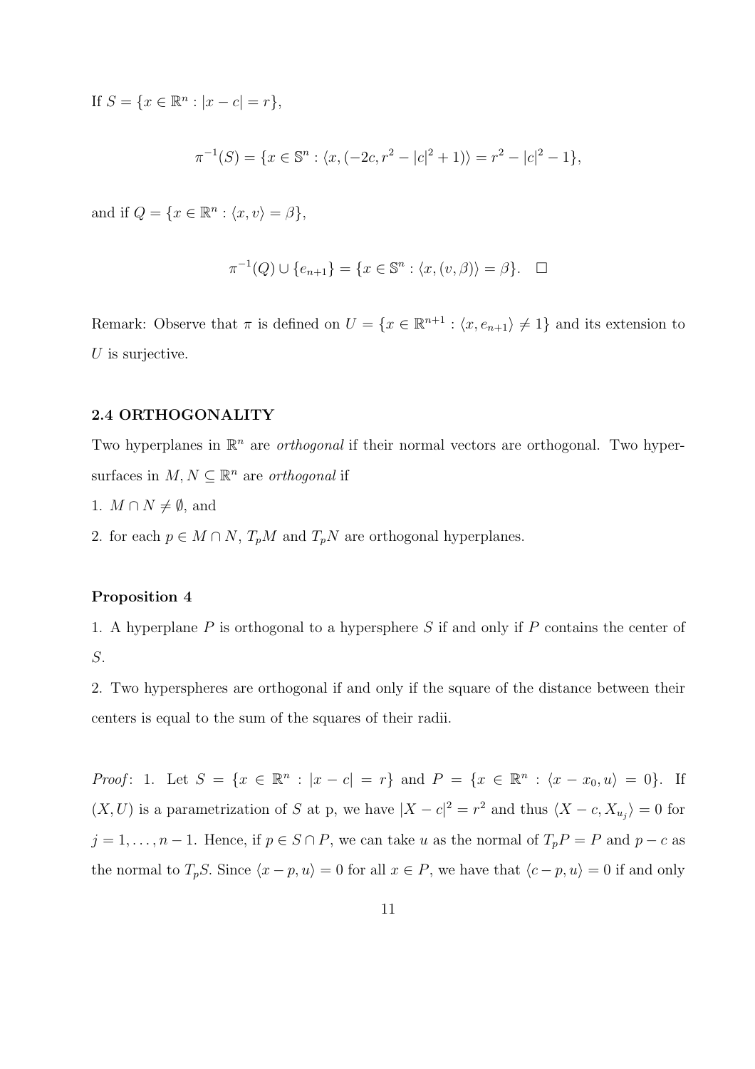If $S = \{x \in \mathbb{R}^n : |x - c| = r\}$,

$$\pi^{-1}(S) = \{x \in \mathbb{S}^n : \langle x, (-2c, r^2 - |c|^2 + 1)\rangle = r^2 - |c|^2 - 1\},$$

and if $Q = \{x \in \mathbb{R}^n : \langle x, v\rangle = \beta\}$,

$$\pi^{-1}(Q) \cup \{e_{n+1}\} = \{x \in \mathbb{S}^n : \langle x, (v, \beta)\rangle = \beta\}. \quad \square$$

Remark: Observe that $\pi$ is defined on $U = \{x \in \mathbb{R}^{n+1} : \langle x, e_{n+1}\rangle \neq 1\}$ and its extension to $U$ is surjective.

### 2.4 ORTHOGONALITY

Two hyperplanes in $\mathbb{R}^n$ are *orthogonal* if their normal vectors are orthogonal. Two hypersurfaces in $M, N \subseteq \mathbb{R}^n$ are *orthogonal* if

1. $M \cap N \neq \emptyset$, and
2. for each $p \in M \cap N$, $T_pM$ and $T_pN$ are orthogonal hyperplanes.

**Proposition 4**

1. A hyperplane $P$ is orthogonal to a hypersphere $S$ if and only if $P$ contains the center of $S$.

2. Two hyperspheres are orthogonal if and only if the square of the distance between their centers is equal to the sum of the squares of their radii.

*Proof*: 1. Let $S = \{x \in \mathbb{R}^n : |x - c| = r\}$ and $P = \{x \in \mathbb{R}^n : \langle x - x_0, u\rangle = 0\}$. If $(X, U)$ is a parametrization of $S$ at p, we have $|X - c|^2 = r^2$ and thus $\langle X - c, X_{u_j}\rangle = 0$ for $j = 1, \ldots, n-1$. Hence, if $p \in S \cap P$, we can take $u$ as the normal of $T_pP = P$ and $p - c$ as the normal to $T_pS$. Since $\langle x - p, u\rangle = 0$ for all $x \in P$, we have that $\langle c - p, u\rangle = 0$ if and only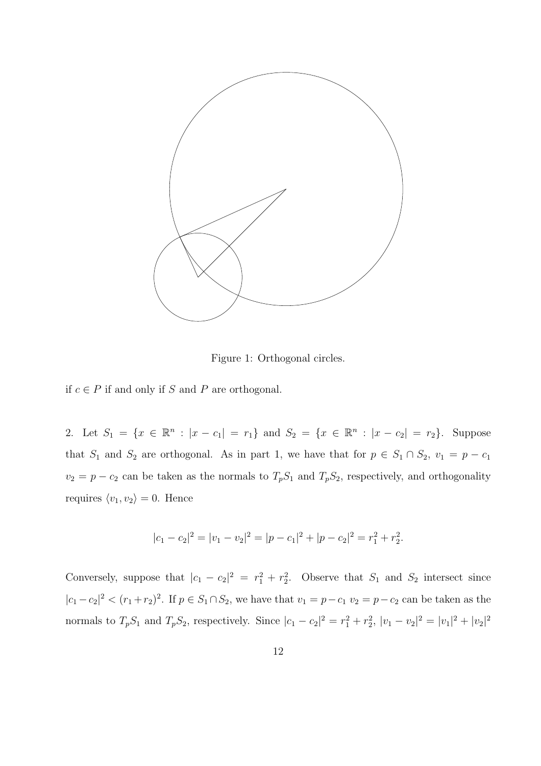Figure 1: Orthogonal circles.

if $c \in P$ if and only if $S$ and $P$ are orthogonal.

2. Let $S_1 = \{x \in \mathbb{R}^n : |x - c_1| = r_1\}$ and $S_2 = \{x \in \mathbb{R}^n : |x - c_2| = r_2\}$. Suppose that $S_1$ and $S_2$ are orthogonal. As in part 1, we have that for $p \in S_1 \cap S_2$, $v_1 = p - c_1$ $v_2 = p - c_2$ can be taken as the normals to $T_pS_1$ and $T_pS_2$, respectively, and orthogonality requires $\langle v_1, v_2 \rangle = 0$. Hence

$$|c_1 - c_2|^2 = |v_1 - v_2|^2 = |p - c_1|^2 + |p - c_2|^2 = r_1^2 + r_2^2.$$

Conversely, suppose that $|c_1 - c_2|^2 = r_1^2 + r_2^2$. Observe that $S_1$ and $S_2$ intersect since $|c_1 - c_2|^2 < (r_1 + r_2)^2$. If $p \in S_1 \cap S_2$, we have that $v_1 = p - c_1$ $v_2 = p - c_2$ can be taken as the normals to $T_pS_1$ and $T_pS_2$, respectively. Since $|c_1 - c_2|^2 = r_1^2 + r_2^2$, $|v_1 - v_2|^2 = |v_1|^2 + |v_2|^2$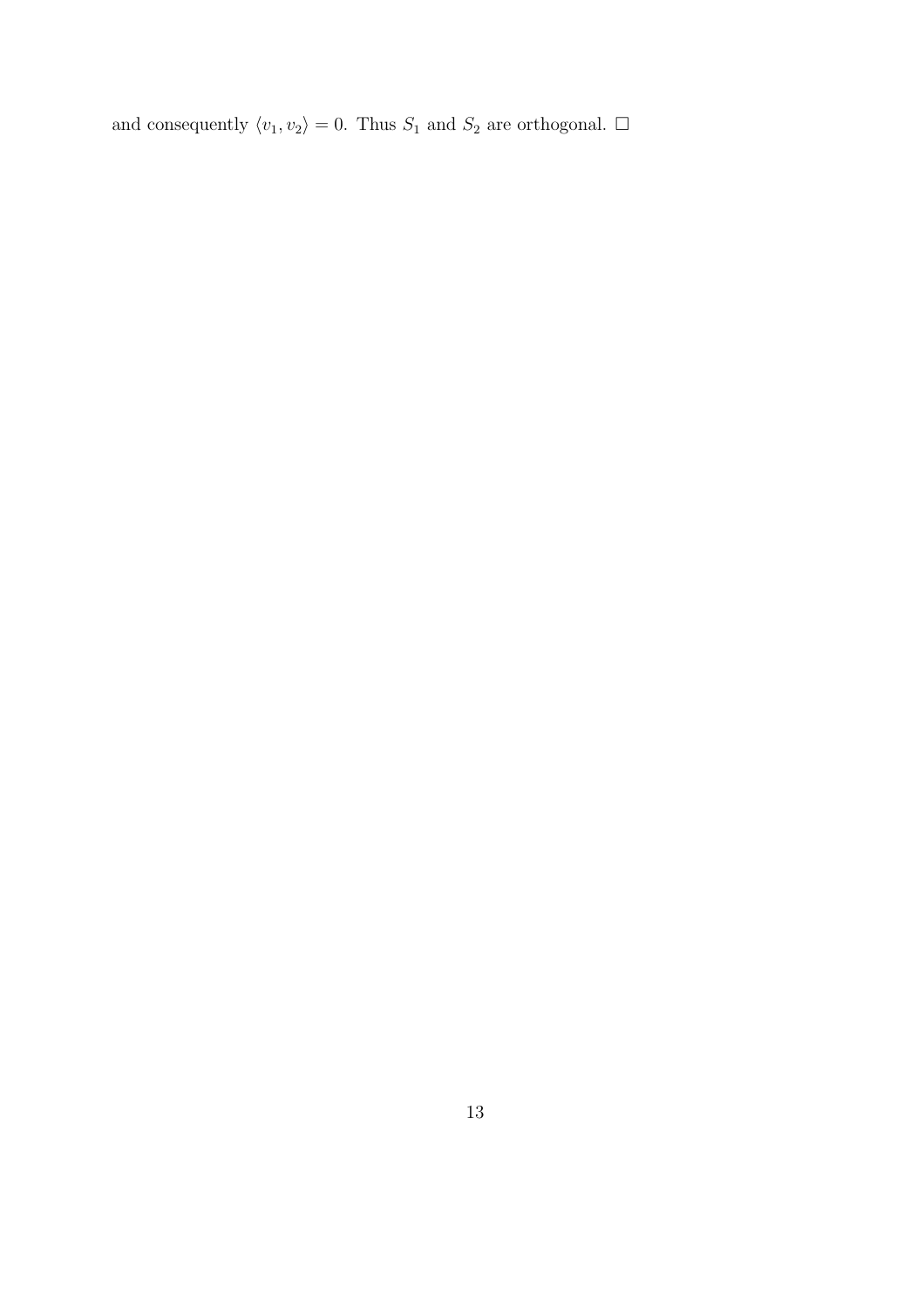and consequently $\langle v_1, v_2 \rangle = 0$. Thus $S_1$ and $S_2$ are orthogonal. $\square$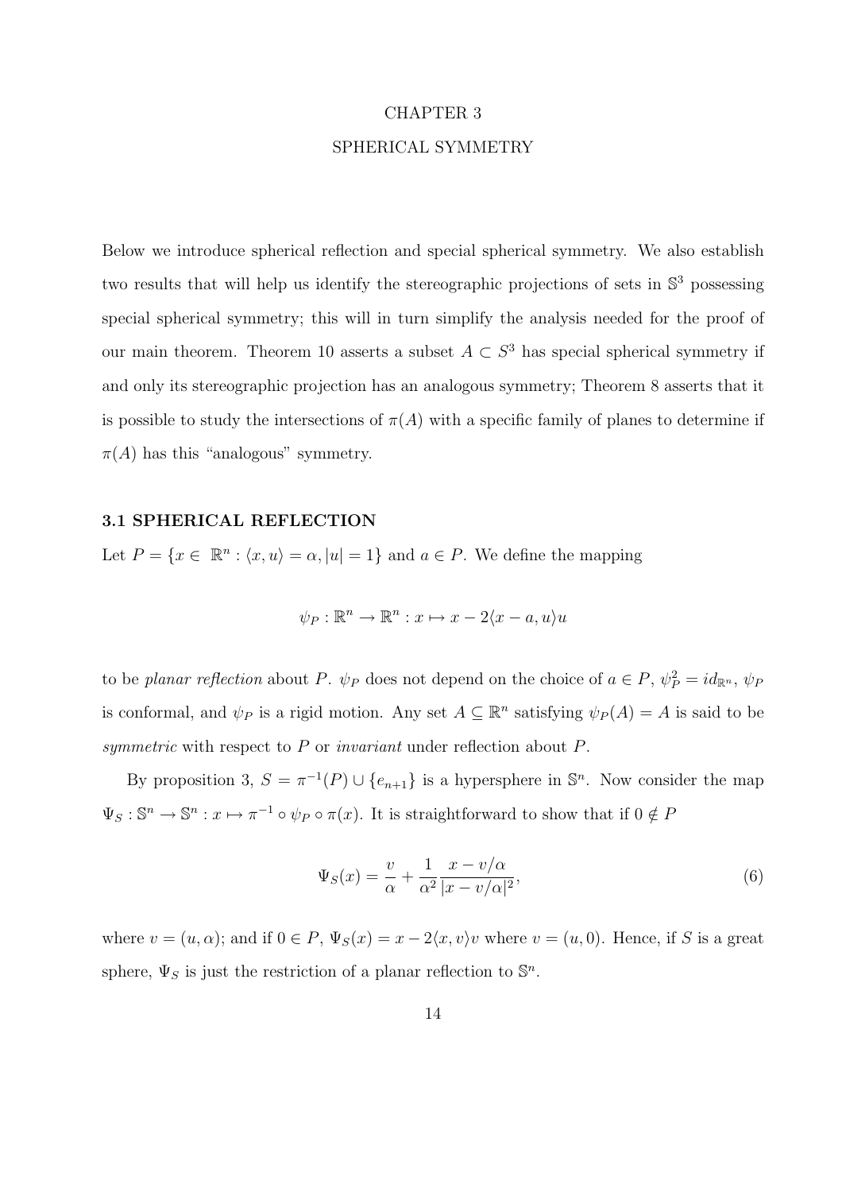# CHAPTER 3

# SPHERICAL SYMMETRY

Below we introduce spherical reflection and special spherical symmetry. We also establish two results that will help us identify the stereographic projections of sets in $\mathbb{S}^3$ possessing special spherical symmetry; this will in turn simplify the analysis needed for the proof of our main theorem. Theorem 10 asserts a subset $A \subset S^3$ has special spherical symmetry if and only its stereographic projection has an analogous symmetry; Theorem 8 asserts that it is possible to study the intersections of $\pi(A)$ with a specific family of planes to determine if $\pi(A)$ has this "analogous" symmetry.

## 3.1 SPHERICAL REFLECTION

Let $P = \{x \in \mathbb{R}^n : \langle x, u \rangle = \alpha, |u| = 1\}$ and $a \in P$. We define the mapping

$$\psi_P : \mathbb{R}^n \to \mathbb{R}^n : x \mapsto x - 2\langle x - a, u \rangle u$$

to be *planar reflection* about $P$. $\psi_P$ does not depend on the choice of $a \in P$, $\psi_P^2 = id_{\mathbb{R}^n}$, $\psi_P$ is conformal, and $\psi_P$ is a rigid motion. Any set $A \subseteq \mathbb{R}^n$ satisfying $\psi_P(A) = A$ is said to be *symmetric* with respect to $P$ or *invariant* under reflection about $P$.

By proposition 3, $S = \pi^{-1}(P) \cup \{e_{n+1}\}$ is a hypersphere in $\mathbb{S}^n$. Now consider the map $\Psi_S : \mathbb{S}^n \to \mathbb{S}^n : x \mapsto \pi^{-1} \circ \psi_P \circ \pi(x)$. It is straightforward to show that if $0 \notin P$

$$\Psi_S(x) = \frac{v}{\alpha} + \frac{1}{\alpha^2} \frac{x - v/\alpha}{|x - v/\alpha|^2}, \tag{6}$$

where $v = (u, \alpha)$; and if $0 \in P$, $\Psi_S(x) = x - 2\langle x, v \rangle v$ where $v = (u, 0)$. Hence, if $S$ is a great sphere, $\Psi_S$ is just the restriction of a planar reflection to $\mathbb{S}^n$.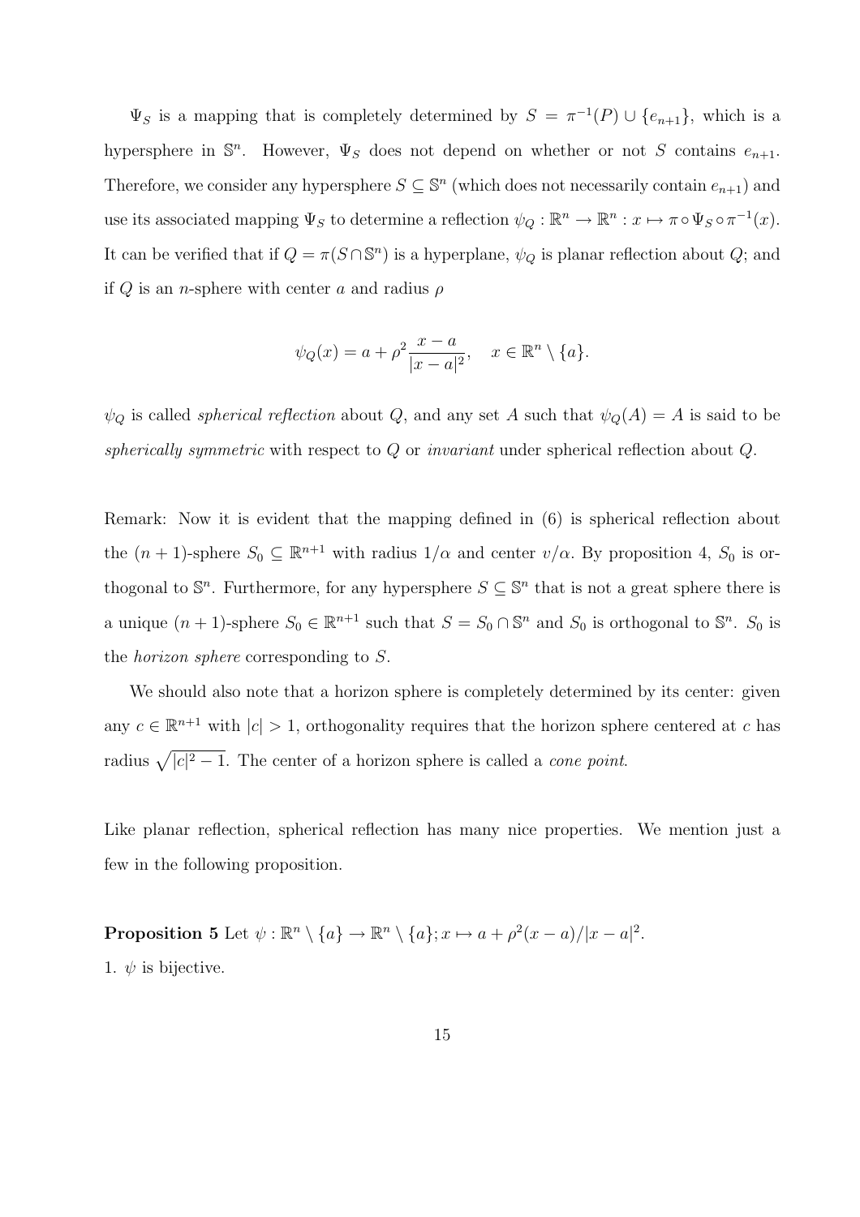$\Psi_S$ is a mapping that is completely determined by $S = \pi^{-1}(P) \cup \{e_{n+1}\}$, which is a hypersphere in $\mathbb{S}^n$. However, $\Psi_S$ does not depend on whether or not $S$ contains $e_{n+1}$. Therefore, we consider any hypersphere $S \subseteq \mathbb{S}^n$ (which does not necessarily contain $e_{n+1}$) and use its associated mapping $\Psi_S$ to determine a reflection $\psi_Q : \mathbb{R}^n \to \mathbb{R}^n : x \mapsto \pi \circ \Psi_S \circ \pi^{-1}(x)$. It can be verified that if $Q = \pi(S \cap \mathbb{S}^n)$ is a hyperplane, $\psi_Q$ is planar reflection about $Q$; and if $Q$ is an $n$-sphere with center $a$ and radius $\rho$

$$\psi_Q(x) = a + \rho^2 \frac{x-a}{|x-a|^2}, \quad x \in \mathbb{R}^n \setminus \{a\}.$$

$\psi_Q$ is called *spherical reflection* about $Q$, and any set $A$ such that $\psi_Q(A) = A$ is said to be *spherically symmetric* with respect to $Q$ or *invariant* under spherical reflection about $Q$.

Remark: Now it is evident that the mapping defined in (6) is spherical reflection about the $(n+1)$-sphere $S_0 \subseteq \mathbb{R}^{n+1}$ with radius $1/\alpha$ and center $v/\alpha$. By proposition 4, $S_0$ is orthogonal to $\mathbb{S}^n$. Furthermore, for any hypersphere $S \subseteq \mathbb{S}^n$ that is not a great sphere there is a unique $(n+1)$-sphere $S_0 \in \mathbb{R}^{n+1}$ such that $S = S_0 \cap \mathbb{S}^n$ and $S_0$ is orthogonal to $\mathbb{S}^n$. $S_0$ is the *horizon sphere* corresponding to $S$.

We should also note that a horizon sphere is completely determined by its center: given any $c \in \mathbb{R}^{n+1}$ with $|c| > 1$, orthogonality requires that the horizon sphere centered at $c$ has radius $\sqrt{|c|^2 - 1}$. The center of a horizon sphere is called a *cone point*.

Like planar reflection, spherical reflection has many nice properties. We mention just a few in the following proposition.

**Proposition 5** Let $\psi : \mathbb{R}^n \setminus \{a\} \to \mathbb{R}^n \setminus \{a\}; x \mapsto a + \rho^2(x-a)/|x-a|^2$.

1. $\psi$ is bijective.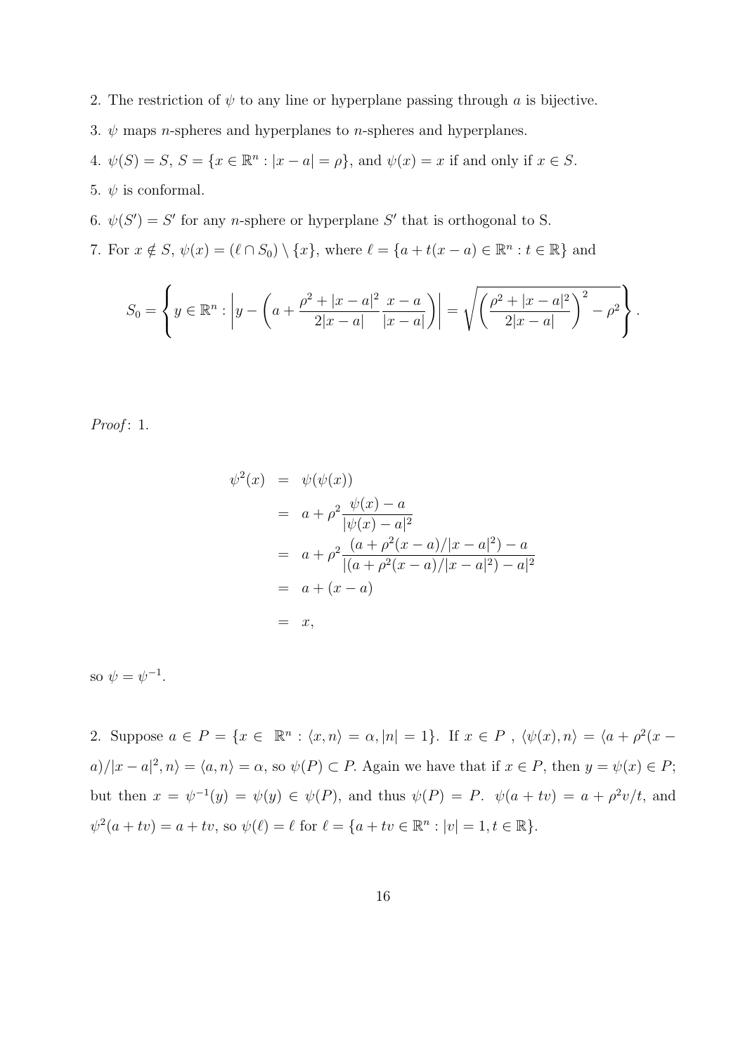2. The restriction of $\psi$ to any line or hyperplane passing through $a$ is bijective.

3. $\psi$ maps $n$-spheres and hyperplanes to $n$-spheres and hyperplanes.

4. $\psi(S) = S$, $S = \{x \in \mathbb{R}^n : |x - a| = \rho\}$, and $\psi(x) = x$ if and only if $x \in S$.

5. $\psi$ is conformal.

6. $\psi(S') = S'$ for any $n$-sphere or hyperplane $S'$ that is orthogonal to S.

7. For $x \notin S$, $\psi(x) = (\ell \cap S_0) \setminus \{x\}$, where $\ell = \{a + t(x - a) \in \mathbb{R}^n : t \in \mathbb{R}\}$ and

$$S_0 = \left\{ y \in \mathbb{R}^n : \left| y - \left( a + \frac{\rho^2 + |x-a|^2}{2|x-a|} \frac{x-a}{|x-a|} \right) \right| = \sqrt{\left( \frac{\rho^2 + |x-a|^2}{2|x-a|} \right)^2 - \rho^2} \right\}.$$

*Proof*: 1.

$$\begin{aligned}
\psi^2(x) &= \psi(\psi(x)) \\
&= a + \rho^2 \frac{\psi(x) - a}{|\psi(x) - a|^2} \\
&= a + \rho^2 \frac{(a + \rho^2(x-a)/|x-a|^2) - a}{|(a + \rho^2(x-a)/|x-a|^2) - a|^2} \\
&= a + (x - a) \\
&= x,
\end{aligned}$$

so $\psi = \psi^{-1}$.

2. Suppose $a \in P = \{x \in \mathbb{R}^n : \langle x, n \rangle = \alpha, |n| = 1\}$. If $x \in P$ , $\langle \psi(x), n \rangle = \langle a + \rho^2(x - a)/|x-a|^2, n \rangle = \langle a, n \rangle = \alpha$, so $\psi(P) \subset P$. Again we have that if $x \in P$, then $y = \psi(x) \in P$; but then $x = \psi^{-1}(y) = \psi(y) \in \psi(P)$, and thus $\psi(P) = P$. $\psi(a + tv) = a + \rho^2 v/t$, and $\psi^2(a + tv) = a + tv$, so $\psi(\ell) = \ell$ for $\ell = \{a + tv \in \mathbb{R}^n : |v| = 1, t \in \mathbb{R}\}$.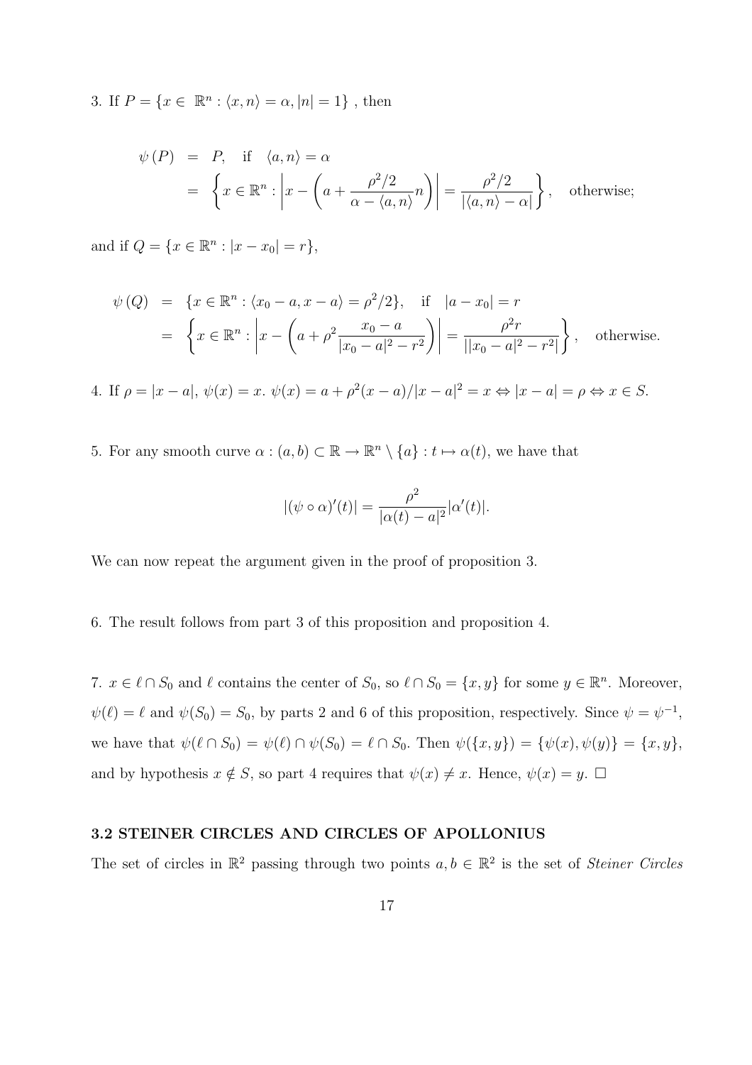3. If $P = \{x \in \mathbb{R}^n : \langle x, n \rangle = \alpha, |n| = 1\}$ , then

$$
\begin{aligned}
\psi(P) &= P, \quad \text{if} \quad \langle a, n \rangle = \alpha \\
&= \left\{ x \in \mathbb{R}^n : \left| x - \left( a + \frac{\rho^2/2}{\alpha - \langle a, n \rangle} n \right) \right| = \frac{\rho^2/2}{|\langle a, n \rangle - \alpha|} \right\}, \quad \text{otherwise;}
\end{aligned}
$$

and if $Q = \{x \in \mathbb{R}^n : |x - x_0| = r\}$,

$$
\begin{aligned}
\psi(Q) &= \{x \in \mathbb{R}^n : \langle x_0 - a, x - a \rangle = \rho^2/2\}, \quad \text{if} \quad |a - x_0| = r \\
&= \left\{ x \in \mathbb{R}^n : \left| x - \left( a + \rho^2 \frac{x_0 - a}{|x_0 - a|^2 - r^2} \right) \right| = \frac{\rho^2 r}{||x_0 - a|^2 - r^2|} \right\}, \quad \text{otherwise.}
\end{aligned}
$$

4. If $\rho = |x - a|$, $\psi(x) = x$. $\psi(x) = a + \rho^2 (x - a)/|x - a|^2 = x \Leftrightarrow |x - a| = \rho \Leftrightarrow x \in S$.

5. For any smooth curve $\alpha : (a, b) \subset \mathbb{R} \to \mathbb{R}^n \setminus \{a\} : t \mapsto \alpha(t)$, we have that

$$
|(\psi \circ \alpha)'(t)| = \frac{\rho^2}{|\alpha(t) - a|^2} |\alpha'(t)|.
$$

We can now repeat the argument given in the proof of proposition 3.

6. The result follows from part 3 of this proposition and proposition 4.

7. $x \in \ell \cap S_0$ and $\ell$ contains the center of $S_0$, so $\ell \cap S_0 = \{x, y\}$ for some $y \in \mathbb{R}^n$. Moreover, $\psi(\ell) = \ell$ and $\psi(S_0) = S_0$, by parts 2 and 6 of this proposition, respectively. Since $\psi = \psi^{-1}$, we have that $\psi(\ell \cap S_0) = \psi(\ell) \cap \psi(S_0) = \ell \cap S_0$. Then $\psi(\{x, y\}) = \{\psi(x), \psi(y)\} = \{x, y\}$, and by hypothesis $x \notin S$, so part 4 requires that $\psi(x) \neq x$. Hence, $\psi(x) = y$. $\square$

### 3.2 STEINER CIRCLES AND CIRCLES OF APOLLONIUS

The set of circles in $\mathbb{R}^2$ passing through two points $a, b \in \mathbb{R}^2$ is the set of *Steiner Circles*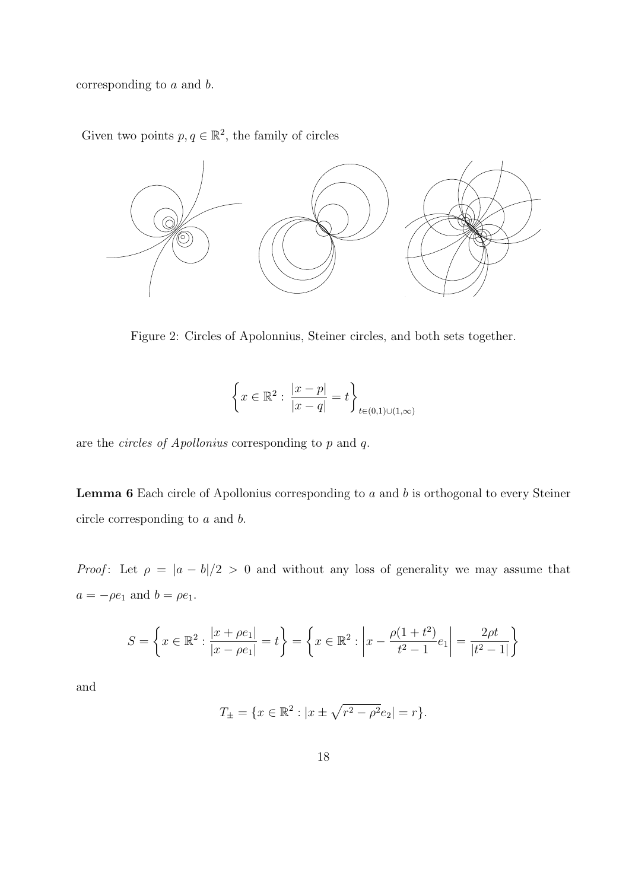corresponding to $a$ and $b$.

Given two points $p, q \in \mathbb{R}^2$, the family of circles

Figure 2: Circles of Apolonnius, Steiner circles, and both sets together.

$$\left\{ x \in \mathbb{R}^2 : \frac{|x-p|}{|x-q|} = t \right\}_{t \in (0,1) \cup (1,\infty)}$$

are the *circles of Apollonius* corresponding to $p$ and $q$.

**Lemma 6** Each circle of Apollonius corresponding to $a$ and $b$ is orthogonal to every Steiner circle corresponding to $a$ and $b$.

*Proof*: Let $\rho = |a-b|/2 > 0$ and without any loss of generality we may assume that $a = -\rho e_1$ and $b = \rho e_1$.

$$S = \left\{ x \in \mathbb{R}^2 : \frac{|x+\rho e_1|}{|x-\rho e_1|} = t \right\} = \left\{ x \in \mathbb{R}^2 : \left| x - \frac{\rho(1+t^2)}{t^2-1} e_1 \right| = \frac{2\rho t}{|t^2-1|} \right\}$$

and

$$T_{\pm} = \{ x \in \mathbb{R}^2 : |x \pm \sqrt{r^2 - \rho^2} e_2| = r \}.$$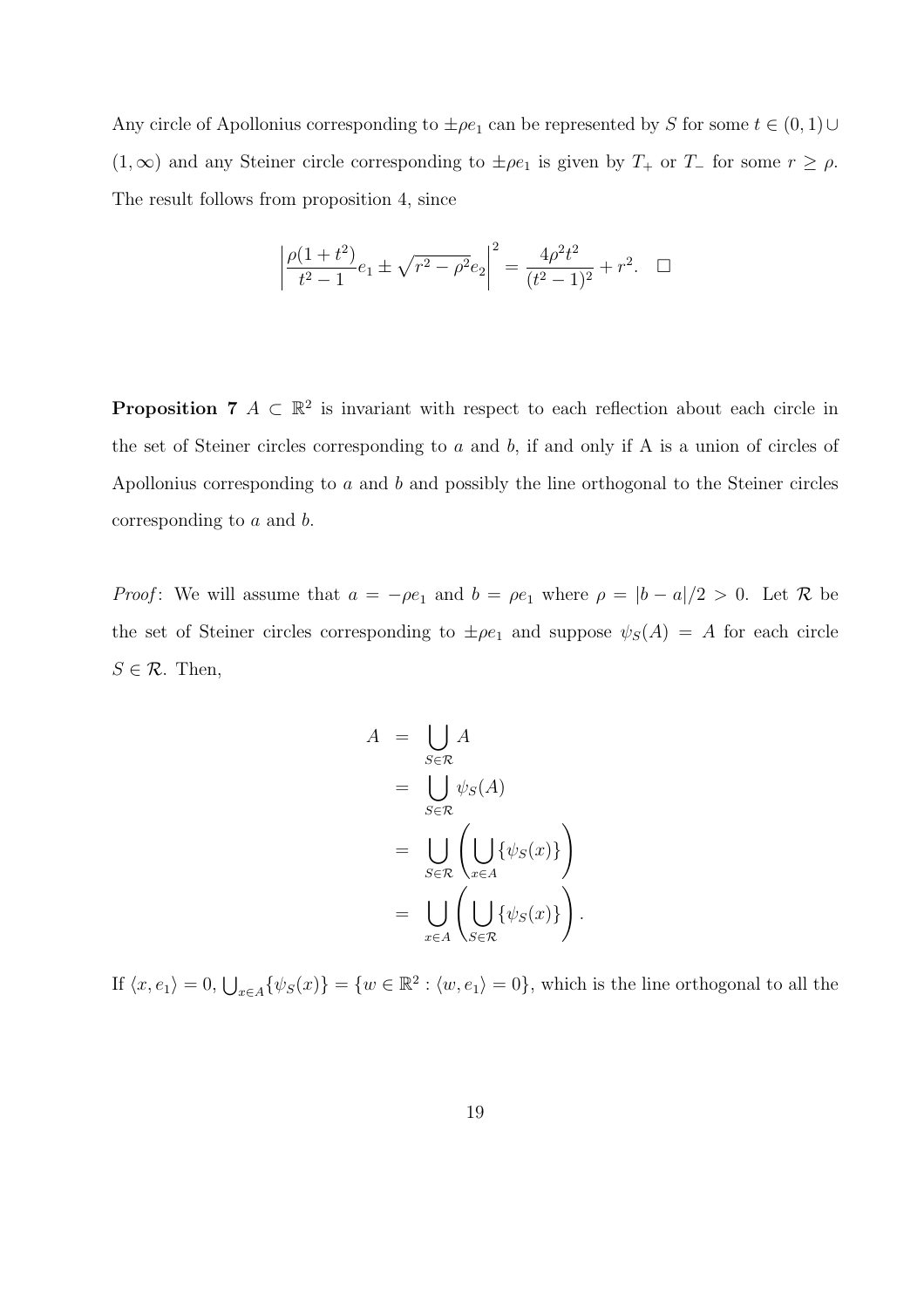Any circle of Apollonius corresponding to $\pm\rho e_1$ can be represented by $S$ for some $t \in (0,1) \cup (1,\infty)$ and any Steiner circle corresponding to $\pm\rho e_1$ is given by $T_+$ or $T_-$ for some $r \geq \rho$. The result follows from proposition 4, since

$$\left| \frac{\rho(1+t^2)}{t^2-1} e_1 \pm \sqrt{r^2-\rho^2} e_2 \right|^2 = \frac{4\rho^2 t^2}{(t^2-1)^2} + r^2. \quad \square$$

**Proposition 7** $A \subset \mathbb{R}^2$ is invariant with respect to each reflection about each circle in the set of Steiner circles corresponding to $a$ and $b$, if and only if A is a union of circles of Apollonius corresponding to $a$ and $b$ and possibly the line orthogonal to the Steiner circles corresponding to $a$ and $b$.

*Proof*: We will assume that $a = -\rho e_1$ and $b = \rho e_1$ where $\rho = |b-a|/2 > 0$. Let $\mathcal{R}$ be the set of Steiner circles corresponding to $\pm\rho e_1$ and suppose $\psi_S(A) = A$ for each circle $S \in \mathcal{R}$. Then,

$$\begin{aligned}
A &= \bigcup_{S \in \mathcal{R}} A \\
&= \bigcup_{S \in \mathcal{R}} \psi_S(A) \\
&= \bigcup_{S \in \mathcal{R}} \left( \bigcup_{x \in A} \{\psi_S(x)\} \right) \\
&= \bigcup_{x \in A} \left( \bigcup_{S \in \mathcal{R}} \{\psi_S(x)\} \right).
\end{aligned}$$

If $\langle x, e_1 \rangle = 0$, $\bigcup_{x \in A} \{\psi_S(x)\} = \{w \in \mathbb{R}^2 : \langle w, e_1 \rangle = 0\}$, which is the line orthogonal to all the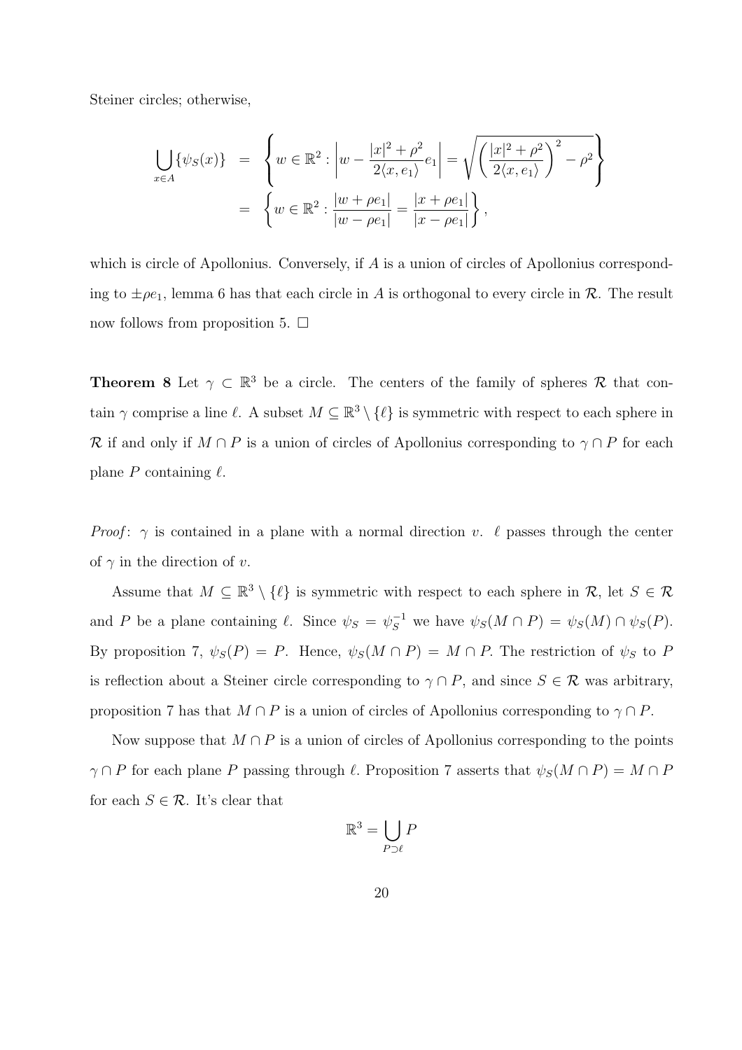Steiner circles; otherwise,

$$
\begin{aligned}
\bigcup_{x\in A}\{\psi_S(x)\} &= \left\{ w\in\mathbb{R}^2 : \left| w - \frac{|x|^2+\rho^2}{2\langle x, e_1\rangle} e_1 \right| = \sqrt{\left(\frac{|x|^2+\rho^2}{2\langle x, e_1\rangle}\right)^2 - \rho^2} \right\} \\
&= \left\{ w\in\mathbb{R}^2 : \frac{|w+\rho e_1|}{|w-\rho e_1|} = \frac{|x+\rho e_1|}{|x-\rho e_1|} \right\},
\end{aligned}
$$

which is circle of Apollonius. Conversely, if $A$ is a union of circles of Apollonius corresponding to $\pm\rho e_1$, lemma 6 has that each circle in $A$ is orthogonal to every circle in $\mathcal{R}$. The result now follows from proposition 5. $\square$

**Theorem 8** Let $\gamma \subset \mathbb{R}^3$ be a circle. The centers of the family of spheres $\mathcal{R}$ that contain $\gamma$ comprise a line $\ell$. A subset $M \subseteq \mathbb{R}^3 \setminus \{\ell\}$ is symmetric with respect to each sphere in $\mathcal{R}$ if and only if $M \cap P$ is a union of circles of Apollonius corresponding to $\gamma \cap P$ for each plane $P$ containing $\ell$.

*Proof*: $\gamma$ is contained in a plane with a normal direction $v$. $\ell$ passes through the center of $\gamma$ in the direction of $v$.

Assume that $M \subseteq \mathbb{R}^3 \setminus \{\ell\}$ is symmetric with respect to each sphere in $\mathcal{R}$, let $S \in \mathcal{R}$ and $P$ be a plane containing $\ell$. Since $\psi_S = \psi_S^{-1}$ we have $\psi_S(M \cap P) = \psi_S(M) \cap \psi_S(P)$. By proposition 7, $\psi_S(P) = P$. Hence, $\psi_S(M \cap P) = M \cap P$. The restriction of $\psi_S$ to $P$ is reflection about a Steiner circle corresponding to $\gamma \cap P$, and since $S \in \mathcal{R}$ was arbitrary, proposition 7 has that $M \cap P$ is a union of circles of Apollonius corresponding to $\gamma \cap P$.

Now suppose that $M \cap P$ is a union of circles of Apollonius corresponding to the points $\gamma \cap P$ for each plane $P$ passing through $\ell$. Proposition 7 asserts that $\psi_S(M \cap P) = M \cap P$ for each $S \in \mathcal{R}$. It's clear that

$$
\mathbb{R}^3 = \bigcup_{P \supset \ell} P
$$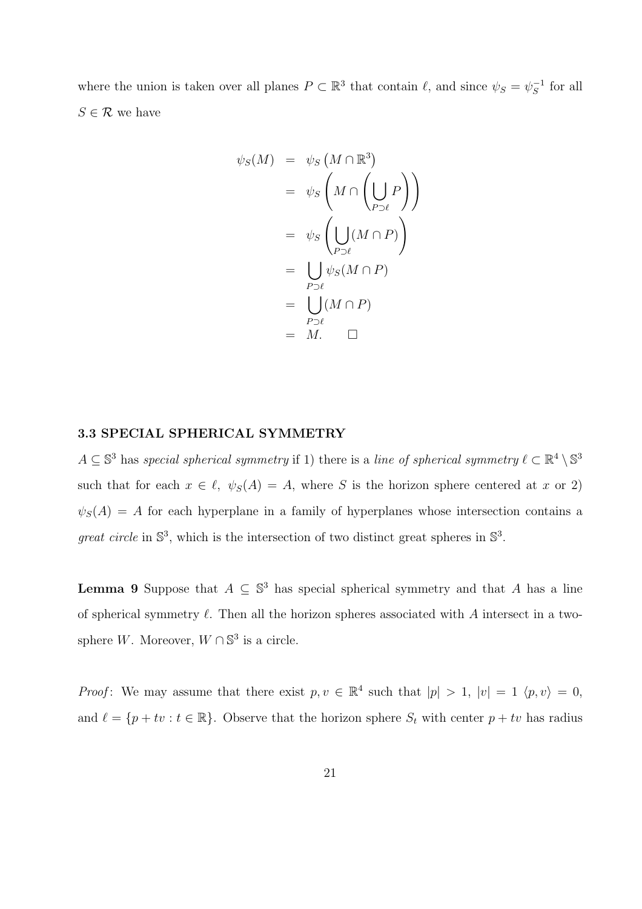where the union is taken over all planes $P \subset \mathbb{R}^3$ that contain $\ell$, and since $\psi_S = \psi_S^{-1}$ for all $S \in \mathcal{R}$ we have

$$
\begin{aligned}
\psi_S(M) &= \psi_S\left(M \cap \mathbb{R}^3\right) \\
&= \psi_S\left(M \cap \left(\bigcup_{P \supset \ell} P\right)\right) \\
&= \psi_S\left(\bigcup_{P \supset \ell} (M \cap P)\right) \\
&= \bigcup_{P \supset \ell} \psi_S(M \cap P) \\
&= \bigcup_{P \supset \ell} (M \cap P) \\
&= M. \qquad \square
\end{aligned}
$$

### 3.3 SPECIAL SPHERICAL SYMMETRY

$A \subseteq \mathbb{S}^3$ has *special spherical symmetry* if 1) there is a *line of spherical symmetry* $\ell \subset \mathbb{R}^4 \setminus \mathbb{S}^3$ such that for each $x \in \ell$, $\psi_S(A) = A$, where $S$ is the horizon sphere centered at $x$ or 2) $\psi_S(A) = A$ for each hyperplane in a family of hyperplanes whose intersection contains a *great circle* in $\mathbb{S}^3$, which is the intersection of two distinct great spheres in $\mathbb{S}^3$.

**Lemma 9** Suppose that $A \subseteq \mathbb{S}^3$ has special spherical symmetry and that $A$ has a line of spherical symmetry $\ell$. Then all the horizon spheres associated with $A$ intersect in a two-sphere $W$. Moreover, $W \cap \mathbb{S}^3$ is a circle.

*Proof*: We may assume that there exist $p, v \in \mathbb{R}^4$ such that $|p| > 1$, $|v| = 1$ $\langle p, v \rangle = 0$, and $\ell = \{p + tv : t \in \mathbb{R}\}$. Observe that the horizon sphere $S_t$ with center $p + tv$ has radius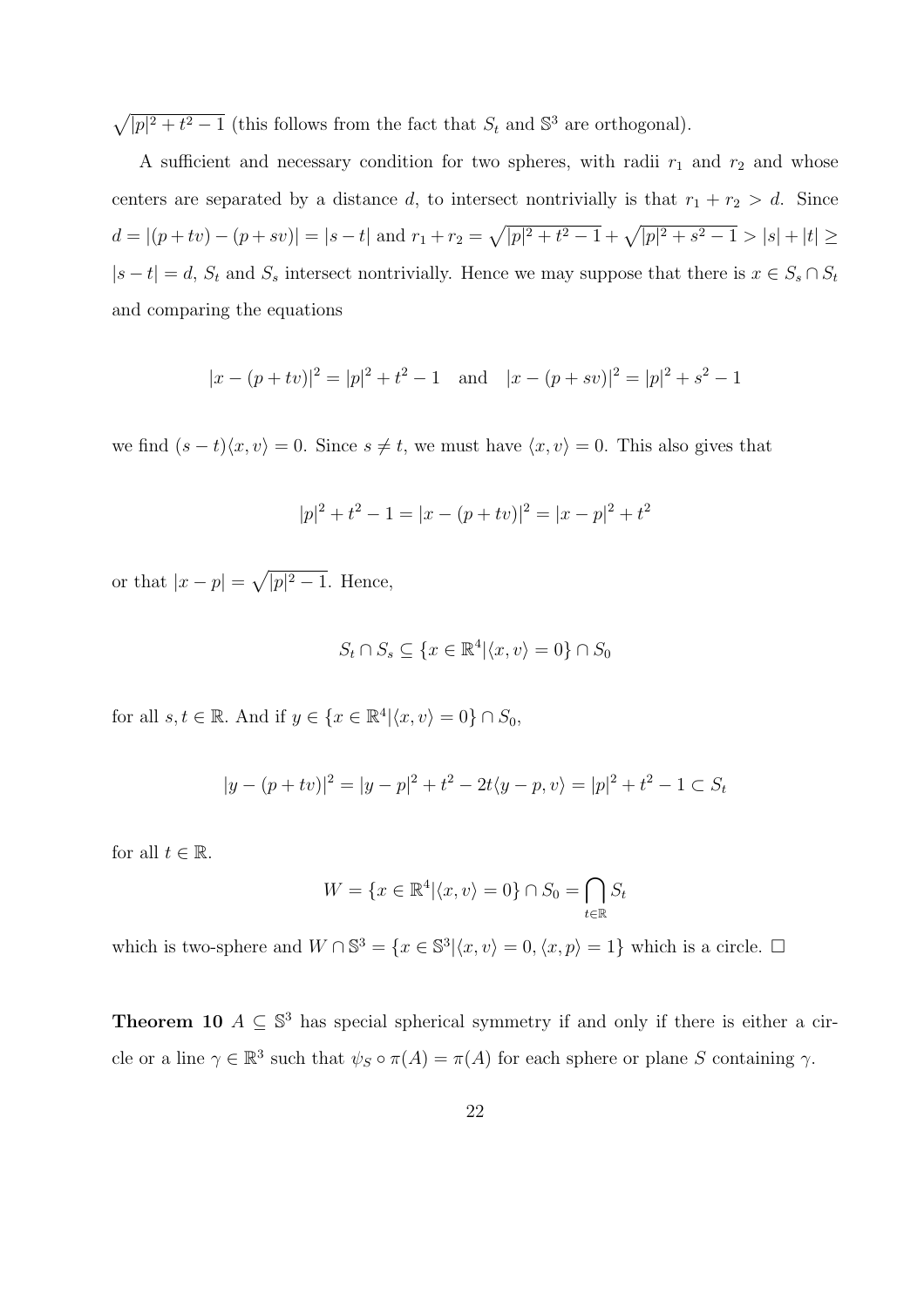$\sqrt{|p|^2 + t^2 - 1}$ (this follows from the fact that $S_t$ and $\mathbb{S}^3$ are orthogonal).

A sufficient and necessary condition for two spheres, with radii $r_1$ and $r_2$ and whose centers are separated by a distance $d$, to intersect nontrivially is that $r_1 + r_2 > d$. Since $d = |(p + tv) - (p + sv)| = |s - t|$ and $r_1 + r_2 = \sqrt{|p|^2 + t^2 - 1} + \sqrt{|p|^2 + s^2 - 1} > |s| + |t| \geq |s - t| = d$, $S_t$ and $S_s$ intersect nontrivially. Hence we may suppose that there is $x \in S_s \cap S_t$ and comparing the equations

$$|x - (p + tv)|^2 = |p|^2 + t^2 - 1 \quad \text{and} \quad |x - (p + sv)|^2 = |p|^2 + s^2 - 1$$

we find $(s - t)\langle x, v\rangle = 0$. Since $s \neq t$, we must have $\langle x, v\rangle = 0$. This also gives that

$$|p|^2 + t^2 - 1 = |x - (p + tv)|^2 = |x - p|^2 + t^2$$

or that $|x - p| = \sqrt{|p|^2 - 1}$. Hence,

$$S_t \cap S_s \subseteq \{x \in \mathbb{R}^4 | \langle x, v\rangle = 0\} \cap S_0$$

for all $s, t \in \mathbb{R}$. And if $y \in \{x \in \mathbb{R}^4 | \langle x, v\rangle = 0\} \cap S_0$,

$$|y - (p + tv)|^2 = |y - p|^2 + t^2 - 2t\langle y - p, v\rangle = |p|^2 + t^2 - 1 \subset S_t$$

for all $t \in \mathbb{R}$.

$$W = \{x \in \mathbb{R}^4 | \langle x, v\rangle = 0\} \cap S_0 = \bigcap_{t \in \mathbb{R}} S_t$$

which is two-sphere and $W \cap \mathbb{S}^3 = \{x \in \mathbb{S}^3 | \langle x, v\rangle = 0, \langle x, p\rangle = 1\}$ which is a circle. $\square$

**Theorem 10** $A \subseteq \mathbb{S}^3$ has special spherical symmetry if and only if there is either a circle or a line $\gamma \in \mathbb{R}^3$ such that $\psi_S \circ \pi(A) = \pi(A)$ for each sphere or plane $S$ containing $\gamma$.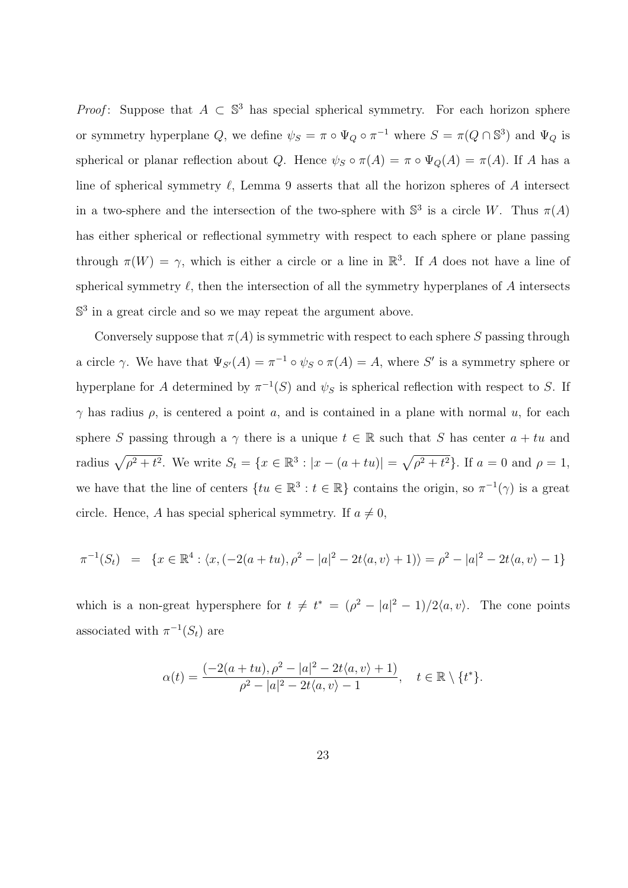*Proof*: Suppose that $A \subset \mathbb{S}^3$ has special spherical symmetry. For each horizon sphere or symmetry hyperplane $Q$, we define $\psi_S = \pi \circ \Psi_Q \circ \pi^{-1}$ where $S = \pi(Q \cap \mathbb{S}^3)$ and $\Psi_Q$ is spherical or planar reflection about $Q$. Hence $\psi_S \circ \pi(A) = \pi \circ \Psi_Q(A) = \pi(A)$. If $A$ has a line of spherical symmetry $\ell$, Lemma 9 asserts that all the horizon spheres of $A$ intersect in a two-sphere and the intersection of the two-sphere with $\mathbb{S}^3$ is a circle $W$. Thus $\pi(A)$ has either spherical or reflectional symmetry with respect to each sphere or plane passing through $\pi(W) = \gamma$, which is either a circle or a line in $\mathbb{R}^3$. If $A$ does not have a line of spherical symmetry $\ell$, then the intersection of all the symmetry hyperplanes of $A$ intersects $\mathbb{S}^3$ in a great circle and so we may repeat the argument above.

Conversely suppose that $\pi(A)$ is symmetric with respect to each sphere $S$ passing through a circle $\gamma$. We have that $\Psi_{S'}(A) = \pi^{-1} \circ \psi_S \circ \pi(A) = A$, where $S'$ is a symmetry sphere or hyperplane for $A$ determined by $\pi^{-1}(S)$ and $\psi_S$ is spherical reflection with respect to $S$. If $\gamma$ has radius $\rho$, is centered a point $a$, and is contained in a plane with normal $u$, for each sphere $S$ passing through a $\gamma$ there is a unique $t \in \mathbb{R}$ such that $S$ has center $a + tu$ and radius $\sqrt{\rho^2 + t^2}$. We write $S_t = \{x \in \mathbb{R}^3 : |x - (a + tu)| = \sqrt{\rho^2 + t^2}\}$. If $a = 0$ and $\rho = 1$, we have that the line of centers $\{tu \in \mathbb{R}^3 : t \in \mathbb{R}\}$ contains the origin, so $\pi^{-1}(\gamma)$ is a great circle. Hence, $A$ has special spherical symmetry. If $a \neq 0$,

$$\pi^{-1}(S_t) \;\; = \;\; \{x \in \mathbb{R}^4 : \langle x, (-2(a + tu), \rho^2 - |a|^2 - 2t\langle a, v\rangle + 1)\rangle = \rho^2 - |a|^2 - 2t\langle a, v\rangle - 1\}$$

which is a non-great hypersphere for $t \neq t^* = (\rho^2 - |a|^2 - 1)/2\langle a, v\rangle$. The cone points associated with $\pi^{-1}(S_t)$ are

$$\alpha(t) = \frac{(-2(a + tu), \rho^2 - |a|^2 - 2t\langle a, v\rangle + 1)}{\rho^2 - |a|^2 - 2t\langle a, v\rangle - 1}, \quad t \in \mathbb{R} \setminus \{t^*\}.$$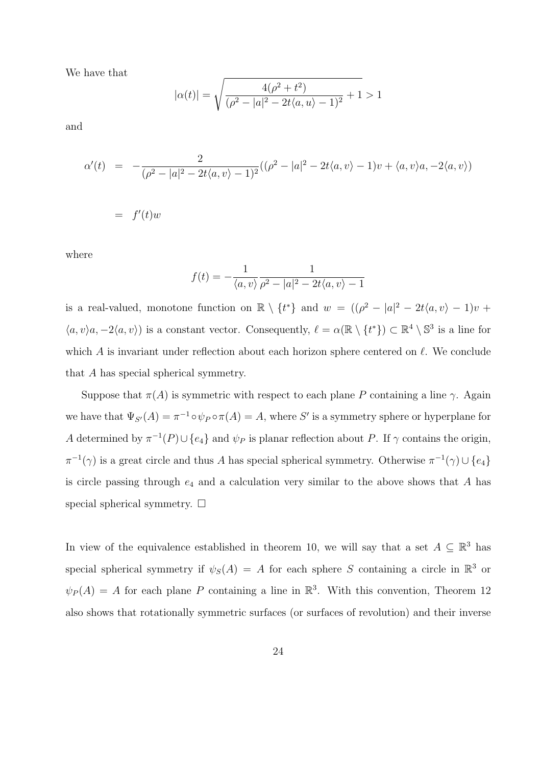We have that

$$|\alpha(t)| = \sqrt{\frac{4(\rho^2 + t^2)}{(\rho^2 - |a|^2 - 2t\langle a, u\rangle - 1)^2} + 1} > 1$$

and

$$\alpha'(t) = -\frac{2}{(\rho^2 - |a|^2 - 2t\langle a, v\rangle - 1)^2}((\rho^2 - |a|^2 - 2t\langle a, v\rangle - 1)v + \langle a, v\rangle a, -2\langle a, v\rangle)$$

$$= f'(t)w$$

where

$$f(t) = -\frac{1}{\langle a, v\rangle}\frac{1}{\rho^2 - |a|^2 - 2t\langle a, v\rangle - 1}$$

is a real-valued, monotone function on $\mathbb{R} \setminus \{t^*\}$ and $w = ((\rho^2 - |a|^2 - 2t\langle a, v\rangle - 1)v + \langle a, v\rangle a, -2\langle a, v\rangle)$ is a constant vector. Consequently, $\ell = \alpha(\mathbb{R} \setminus \{t^*\}) \subset \mathbb{R}^4 \setminus \mathbb{S}^3$ is a line for which $A$ is invariant under reflection about each horizon sphere centered on $\ell$. We conclude that $A$ has special spherical symmetry.

Suppose that $\pi(A)$ is symmetric with respect to each plane $P$ containing a line $\gamma$. Again we have that $\Psi_{S'}(A) = \pi^{-1} \circ \psi_P \circ \pi(A) = A$, where $S'$ is a symmetry sphere or hyperplane for $A$ determined by $\pi^{-1}(P) \cup \{e_4\}$ and $\psi_P$ is planar reflection about $P$. If $\gamma$ contains the origin, $\pi^{-1}(\gamma)$ is a great circle and thus $A$ has special spherical symmetry. Otherwise $\pi^{-1}(\gamma) \cup \{e_4\}$ is circle passing through $e_4$ and a calculation very similar to the above shows that $A$ has special spherical symmetry. $\square$

In view of the equivalence established in theorem 10, we will say that a set $A \subseteq \mathbb{R}^3$ has special spherical symmetry if $\psi_S(A) = A$ for each sphere $S$ containing a circle in $\mathbb{R}^3$ or $\psi_P(A) = A$ for each plane $P$ containing a line in $\mathbb{R}^3$. With this convention, Theorem 12 also shows that rotationally symmetric surfaces (or surfaces of revolution) and their inverse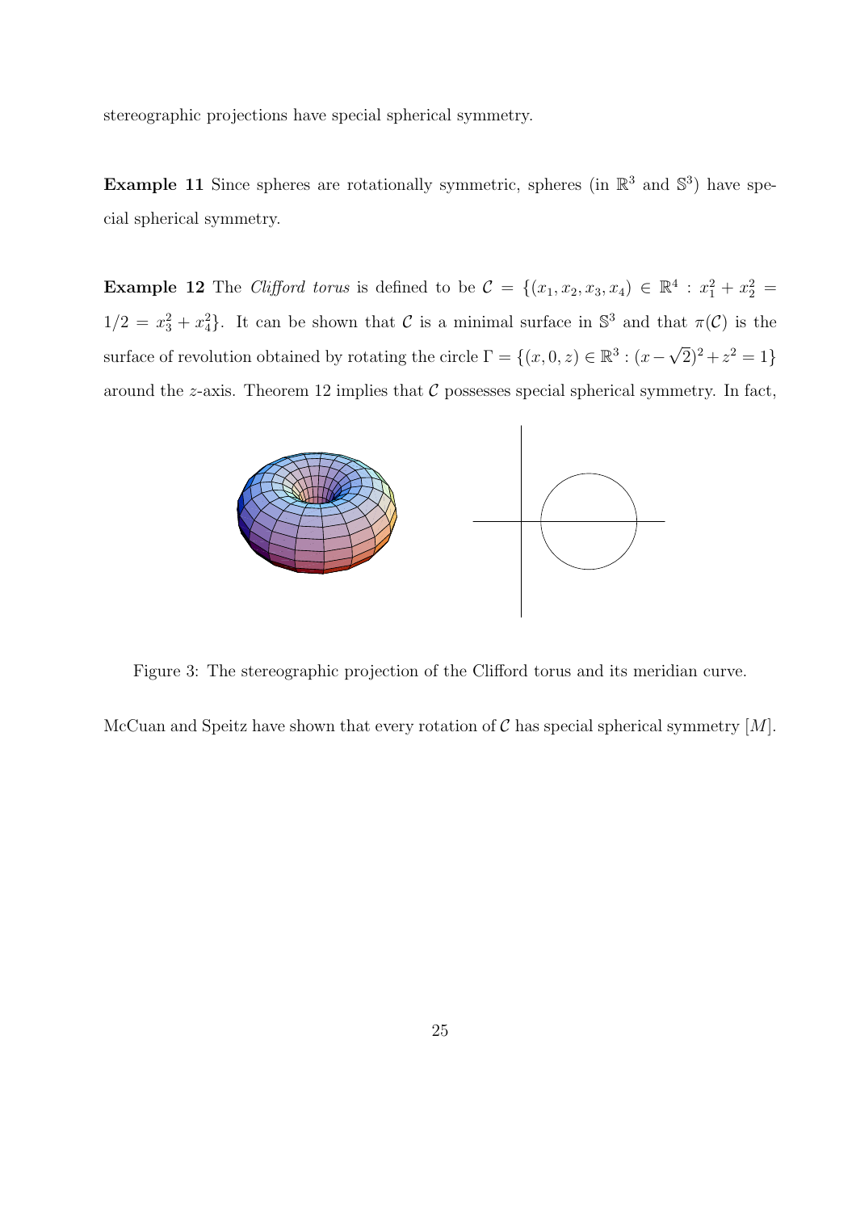stereographic projections have special spherical symmetry.

**Example 11** Since spheres are rotationally symmetric, spheres (in $\mathbb{R}^3$ and $\mathbb{S}^3$) have special spherical symmetry.

**Example 12** The *Clifford torus* is defined to be $\mathcal{C} = \{(x_1, x_2, x_3, x_4) \in \mathbb{R}^4 : x_1^2 + x_2^2 = 1/2 = x_3^2 + x_4^2\}$. It can be shown that $\mathcal{C}$ is a minimal surface in $\mathbb{S}^3$ and that $\pi(\mathcal{C})$ is the surface of revolution obtained by rotating the circle $\Gamma = \{(x, 0, z) \in \mathbb{R}^3 : (x - \sqrt{2})^2 + z^2 = 1\}$ around the $z$-axis. Theorem 12 implies that $\mathcal{C}$ possesses special spherical symmetry. In fact,

Figure 3: The stereographic projection of the Clifford torus and its meridian curve.

McCuan and Speitz have shown that every rotation of $\mathcal{C}$ has special spherical symmetry [M].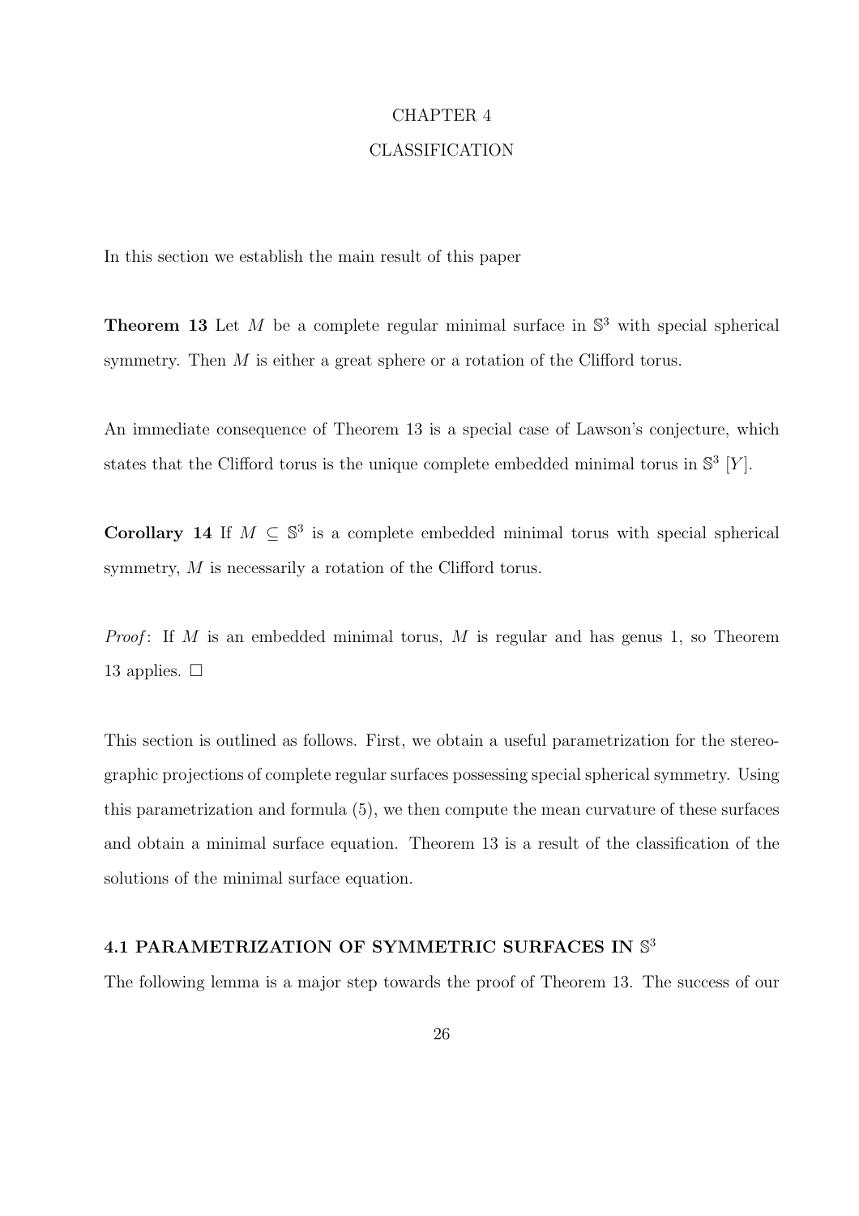# CHAPTER 4

# CLASSIFICATION

In this section we establish the main result of this paper

**Theorem 13** Let $M$ be a complete regular minimal surface in $\mathbb{S}^3$ with special spherical symmetry. Then $M$ is either a great sphere or a rotation of the Clifford torus.

An immediate consequence of Theorem 13 is a special case of Lawson's conjecture, which states that the Clifford torus is the unique complete embedded minimal torus in $\mathbb{S}^3$ [Y].

**Corollary 14** If $M \subseteq \mathbb{S}^3$ is a complete embedded minimal torus with special spherical symmetry, $M$ is necessarily a rotation of the Clifford torus.

*Proof*: If $M$ is an embedded minimal torus, $M$ is regular and has genus 1, so Theorem 13 applies. $\square$

This section is outlined as follows. First, we obtain a useful parametrization for the stereographic projections of complete regular surfaces possessing special spherical symmetry. Using this parametrization and formula (5), we then compute the mean curvature of these surfaces and obtain a minimal surface equation. Theorem 13 is a result of the classification of the solutions of the minimal surface equation.

## 4.1 PARAMETRIZATION OF SYMMETRIC SURFACES IN $\mathbb{S}^3$

The following lemma is a major step towards the proof of Theorem 13. The success of our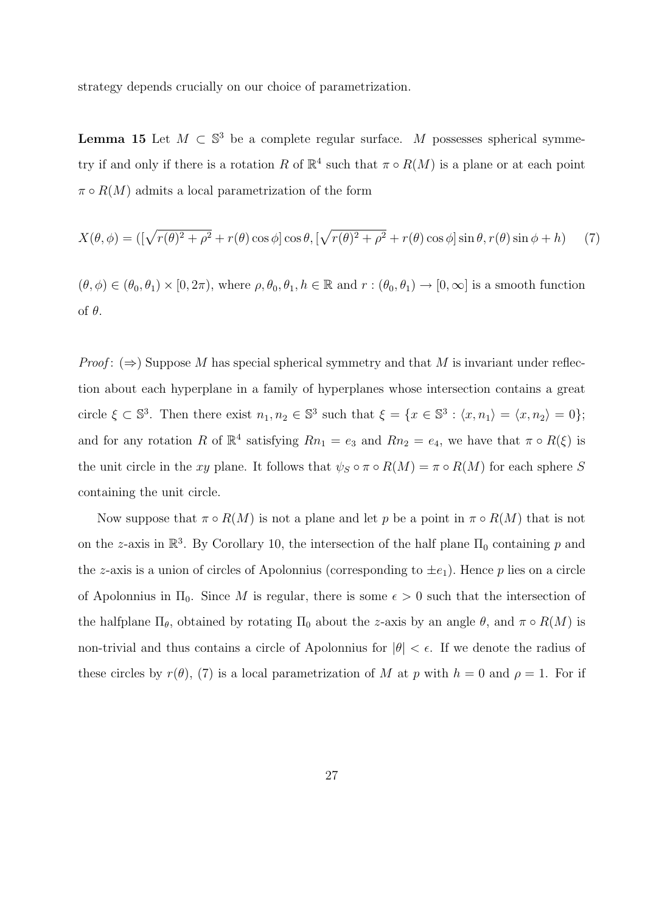strategy depends crucially on our choice of parametrization.

**Lemma 15** Let $M \subset \mathbb{S}^3$ be a complete regular surface. $M$ possesses spherical symmetry if and only if there is a rotation $R$ of $\mathbb{R}^4$ such that $\pi \circ R(M)$ is a plane or at each point $\pi \circ R(M)$ admits a local parametrization of the form

$$X(\theta, \phi) = ([\sqrt{r(\theta)^2 + \rho^2} + r(\theta)\cos\phi]\cos\theta, [\sqrt{r(\theta)^2 + \rho^2} + r(\theta)\cos\phi]\sin\theta, r(\theta)\sin\phi + h) \qquad (7)$$

$(\theta, \phi) \in (\theta_0, \theta_1) \times [0, 2\pi)$, where $\rho, \theta_0, \theta_1, h \in \mathbb{R}$ and $r : (\theta_0, \theta_1) \to [0, \infty]$ is a smooth function of $\theta$.

*Proof*: ($\Rightarrow$) Suppose $M$ has special spherical symmetry and that $M$ is invariant under reflection about each hyperplane in a family of hyperplanes whose intersection contains a great circle $\xi \subset \mathbb{S}^3$. Then there exist $n_1, n_2 \in \mathbb{S}^3$ such that $\xi = \{x \in \mathbb{S}^3 : \langle x, n_1 \rangle = \langle x, n_2 \rangle = 0\}$; and for any rotation $R$ of $\mathbb{R}^4$ satisfying $Rn_1 = e_3$ and $Rn_2 = e_4$, we have that $\pi \circ R(\xi)$ is the unit circle in the $xy$ plane. It follows that $\psi_S \circ \pi \circ R(M) = \pi \circ R(M)$ for each sphere $S$ containing the unit circle.

Now suppose that $\pi \circ R(M)$ is not a plane and let $p$ be a point in $\pi \circ R(M)$ that is not on the $z$-axis in $\mathbb{R}^3$. By Corollary 10, the intersection of the half plane $\Pi_0$ containing $p$ and the $z$-axis is a union of circles of Apolonnius (corresponding to $\pm e_1$). Hence $p$ lies on a circle of Apolonnius in $\Pi_0$. Since $M$ is regular, there is some $\epsilon > 0$ such that the intersection of the halfplane $\Pi_\theta$, obtained by rotating $\Pi_0$ about the $z$-axis by an angle $\theta$, and $\pi \circ R(M)$ is non-trivial and thus contains a circle of Apolonnius for $|\theta| < \epsilon$. If we denote the radius of these circles by $r(\theta)$, (7) is a local parametrization of $M$ at $p$ with $h = 0$ and $\rho = 1$. For if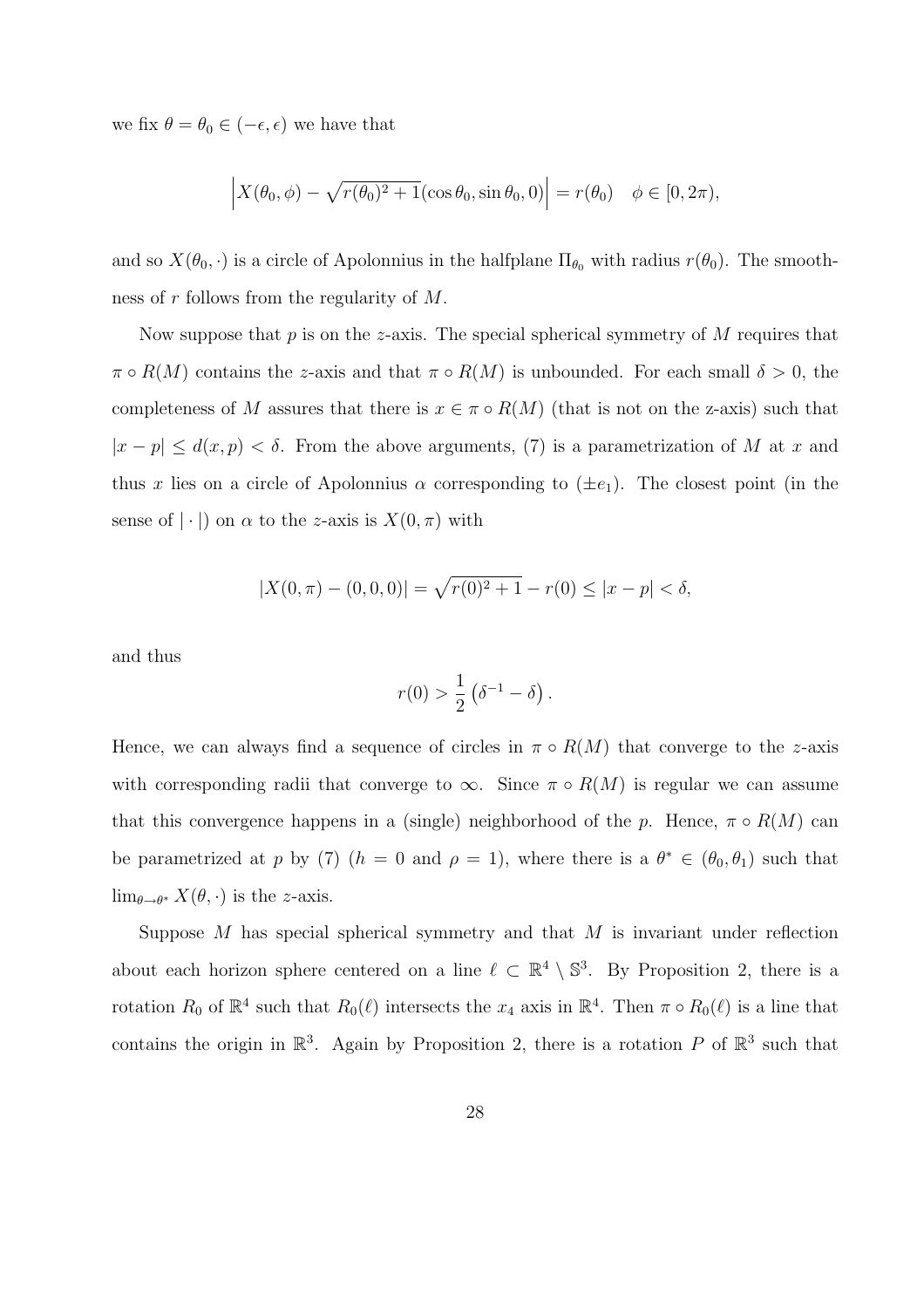we fix $\theta = \theta_0 \in (-\epsilon, \epsilon)$ we have that

$$\left| X(\theta_0, \phi) - \sqrt{r(\theta_0)^2 + 1}(\cos\theta_0, \sin\theta_0, 0) \right| = r(\theta_0) \quad \phi \in [0, 2\pi),$$

and so $X(\theta_0, \cdot)$ is a circle of Apolonnius in the halfplane $\Pi_{\theta_0}$ with radius $r(\theta_0)$. The smoothness of $r$ follows from the regularity of $M$.

Now suppose that $p$ is on the $z$-axis. The special spherical symmetry of $M$ requires that $\pi \circ R(M)$ contains the $z$-axis and that $\pi \circ R(M)$ is unbounded. For each small $\delta > 0$, the completeness of $M$ assures that there is $x \in \pi \circ R(M)$ (that is not on the z-axis) such that $|x - p| \leq d(x, p) < \delta$. From the above arguments, (7) is a parametrization of $M$ at $x$ and thus $x$ lies on a circle of Apolonnius $\alpha$ corresponding to $(\pm e_1)$. The closest point (in the sense of $|\cdot|$) on $\alpha$ to the $z$-axis is $X(0, \pi)$ with

$$|X(0, \pi) - (0, 0, 0)| = \sqrt{r(0)^2 + 1} - r(0) \leq |x - p| < \delta,$$

and thus

$$r(0) > \frac{1}{2}\left(\delta^{-1} - \delta\right).$$

Hence, we can always find a sequence of circles in $\pi \circ R(M)$ that converge to the $z$-axis with corresponding radii that converge to $\infty$. Since $\pi \circ R(M)$ is regular we can assume that this convergence happens in a (single) neighborhood of the $p$. Hence, $\pi \circ R(M)$ can be parametrized at $p$ by (7) ($h = 0$ and $\rho = 1$), where there is a $\theta^* \in (\theta_0, \theta_1)$ such that $\lim_{\theta \to \theta^*} X(\theta, \cdot)$ is the $z$-axis.

Suppose $M$ has special spherical symmetry and that $M$ is invariant under reflection about each horizon sphere centered on a line $\ell \subset \mathbb{R}^4 \setminus \mathbb{S}^3$. By Proposition 2, there is a rotation $R_0$ of $\mathbb{R}^4$ such that $R_0(\ell)$ intersects the $x_4$ axis in $\mathbb{R}^4$. Then $\pi \circ R_0(\ell)$ is a line that contains the origin in $\mathbb{R}^3$. Again by Proposition 2, there is a rotation $P$ of $\mathbb{R}^3$ such that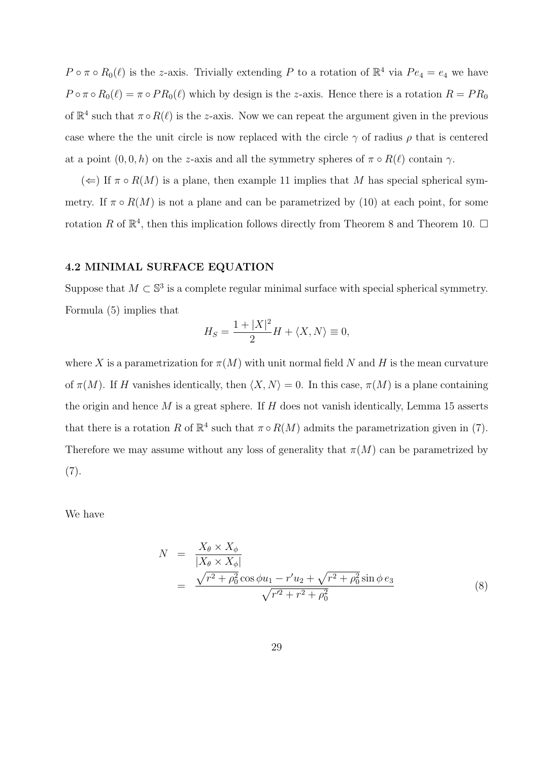$P \circ \pi \circ R_0(\ell)$ is the $z$-axis. Trivially extending $P$ to a rotation of $\mathbb{R}^4$ via $Pe_4 = e_4$ we have $P \circ \pi \circ R_0(\ell) = \pi \circ PR_0(\ell)$ which by design is the $z$-axis. Hence there is a rotation $R = PR_0$ of $\mathbb{R}^4$ such that $\pi \circ R(\ell)$ is the $z$-axis. Now we can repeat the argument given in the previous case where the the unit circle is now replaced with the circle $\gamma$ of radius $\rho$ that is centered at a point $(0, 0, h)$ on the $z$-axis and all the symmetry spheres of $\pi \circ R(\ell)$ contain $\gamma$.

($\Leftarrow$) If $\pi \circ R(M)$ is a plane, then example 11 implies that $M$ has special spherical symmetry. If $\pi \circ R(M)$ is not a plane and can be parametrized by (10) at each point, for some rotation $R$ of $\mathbb{R}^4$, then this implication follows directly from Theorem 8 and Theorem 10. $\square$

### 4.2 MINIMAL SURFACE EQUATION

Suppose that $M \subset \mathbb{S}^3$ is a complete regular minimal surface with special spherical symmetry. Formula (5) implies that

$$H_S = \frac{1 + |X|^2}{2} H + \langle X, N \rangle \equiv 0,$$

where $X$ is a parametrization for $\pi(M)$ with unit normal field $N$ and $H$ is the mean curvature of $\pi(M)$. If $H$ vanishes identically, then $\langle X, N \rangle = 0$. In this case, $\pi(M)$ is a plane containing the origin and hence $M$ is a great sphere. If $H$ does not vanish identically, Lemma 15 asserts that there is a rotation $R$ of $\mathbb{R}^4$ such that $\pi \circ R(M)$ admits the parametrization given in (7). Therefore we may assume without any loss of generality that $\pi(M)$ can be parametrized by (7).

We have

$$\begin{aligned} N &= \frac{X_\theta \times X_\phi}{|X_\theta \times X_\phi|} \\ &= \frac{\sqrt{r^2 + \rho_0^2} \cos \phi u_1 - r' u_2 + \sqrt{r^2 + \rho_0^2} \sin \phi \, e_3}{\sqrt{r'^2 + r^2 + \rho_0^2}} \end{aligned} \tag{8}$$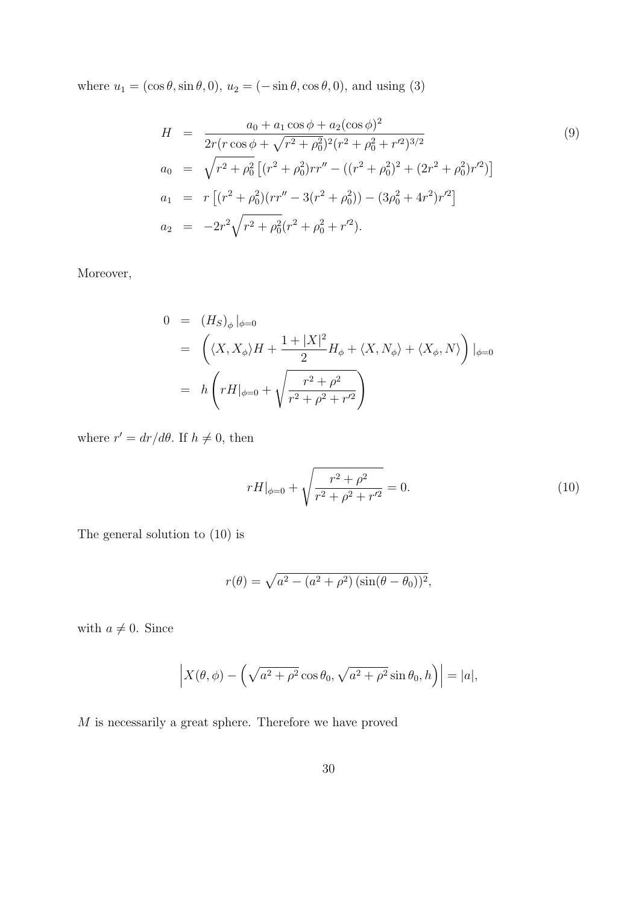where $u_1 = (\cos\theta, \sin\theta, 0)$, $u_2 = (-\sin\theta, \cos\theta, 0)$, and using (3)

$$
\begin{aligned}
H &= \frac{a_0 + a_1 \cos\phi + a_2 (\cos\phi)^2}{2r(r\cos\phi + \sqrt{r^2+\rho_0^2})^2 (r^2+\rho_0^2+r'^2)^{3/2}} \\
a_0 &= \sqrt{r^2+\rho_0^2}\left[(r^2+\rho_0^2) r r'' - ((r^2+\rho_0^2)^2 + (2r^2+\rho_0^2) r'^2)\right] \\
a_1 &= r\left[(r^2+\rho_0^2)(r r'' - 3(r^2+\rho_0^2)) - (3\rho_0^2 + 4r^2) r'^2\right] \\
a_2 &= -2r^2 \sqrt{r^2+\rho_0^2}(r^2+\rho_0^2+r'^2).
\end{aligned}
\tag{9}
$$

Moreover,

$$
\begin{aligned}
0 &= (H_S)_\phi |_{\phi=0} \\
&= \left( \langle X, X_\phi \rangle H + \frac{1+|X|^2}{2} H_\phi + \langle X, N_\phi \rangle + \langle X_\phi, N \rangle \right) |_{\phi=0} \\
&= h\left( rH|_{\phi=0} + \sqrt{\frac{r^2+\rho^2}{r^2+\rho^2+r'^2}} \right)
\end{aligned}
$$

where $r' = dr/d\theta$. If $h \neq 0$, then

$$
rH|_{\phi=0} + \sqrt{\frac{r^2+\rho^2}{r^2+\rho^2+r'^2}} = 0. \tag{10}
$$

The general solution to (10) is

$$
r(\theta) = \sqrt{a^2 - (a^2+\rho^2)(\sin(\theta-\theta_0))^2},
$$

with $a \neq 0$. Since

$$
\left| X(\theta,\phi) - \left( \sqrt{a^2+\rho^2}\cos\theta_0, \sqrt{a^2+\rho^2}\sin\theta_0, h \right) \right| = |a|,
$$

$M$ is necessarily a great sphere. Therefore we have proved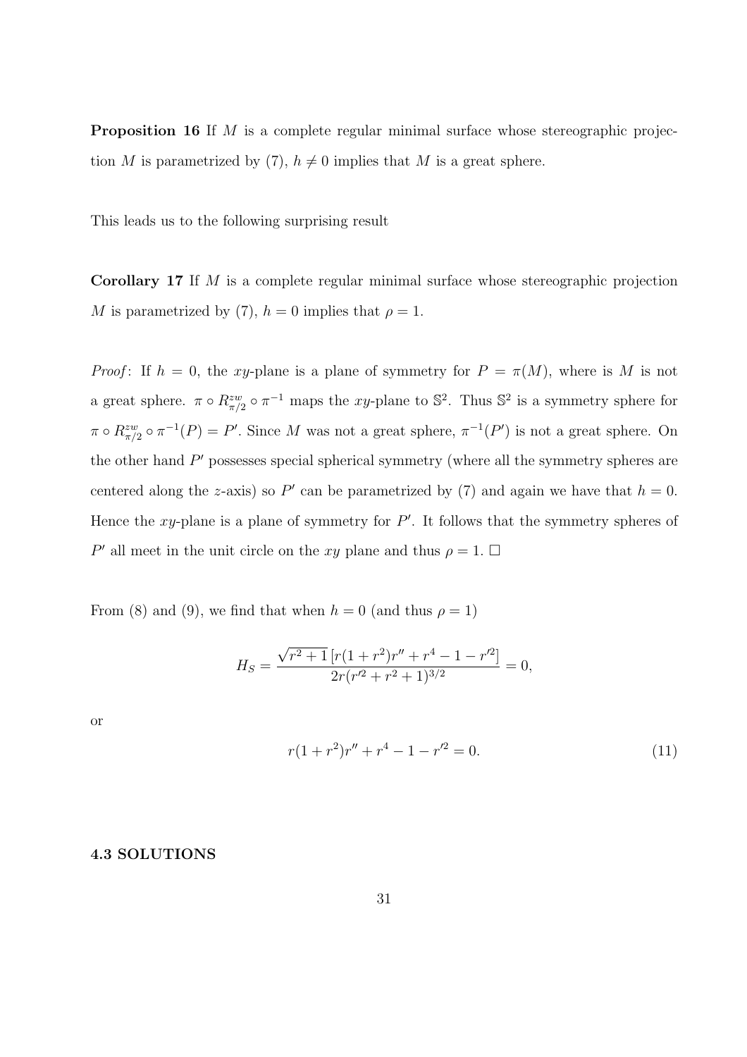**Proposition 16** If $M$ is a complete regular minimal surface whose stereographic projection $M$ is parametrized by (7), $h \neq 0$ implies that $M$ is a great sphere.

This leads us to the following surprising result

**Corollary 17** If $M$ is a complete regular minimal surface whose stereographic projection $M$ is parametrized by (7), $h = 0$ implies that $\rho = 1$.

*Proof*: If $h = 0$, the $xy$-plane is a plane of symmetry for $P = \pi(M)$, where is $M$ is not a great sphere. $\pi \circ R^{zw}_{\pi/2} \circ \pi^{-1}$ maps the $xy$-plane to $\mathbb{S}^2$. Thus $\mathbb{S}^2$ is a symmetry sphere for $\pi \circ R^{zw}_{\pi/2} \circ \pi^{-1}(P) = P'$. Since $M$ was not a great sphere, $\pi^{-1}(P')$ is not a great sphere. On the other hand $P'$ possesses special spherical symmetry (where all the symmetry spheres are centered along the $z$-axis) so $P'$ can be parametrized by (7) and again we have that $h = 0$. Hence the $xy$-plane is a plane of symmetry for $P'$. It follows that the symmetry spheres of $P'$ all meet in the unit circle on the $xy$ plane and thus $\rho = 1$. $\square$

From (8) and (9), we find that when $h = 0$ (and thus $\rho = 1$)

$$H_S = \frac{\sqrt{r^2+1}\,[r(1+r^2)r'' + r^4 - 1 - r'^2]}{2r(r'^2 + r^2 + 1)^{3/2}} = 0,$$

or

$$r(1+r^2)r'' + r^4 - 1 - r'^2 = 0. \tag{11}$$

### 4.3 SOLUTIONS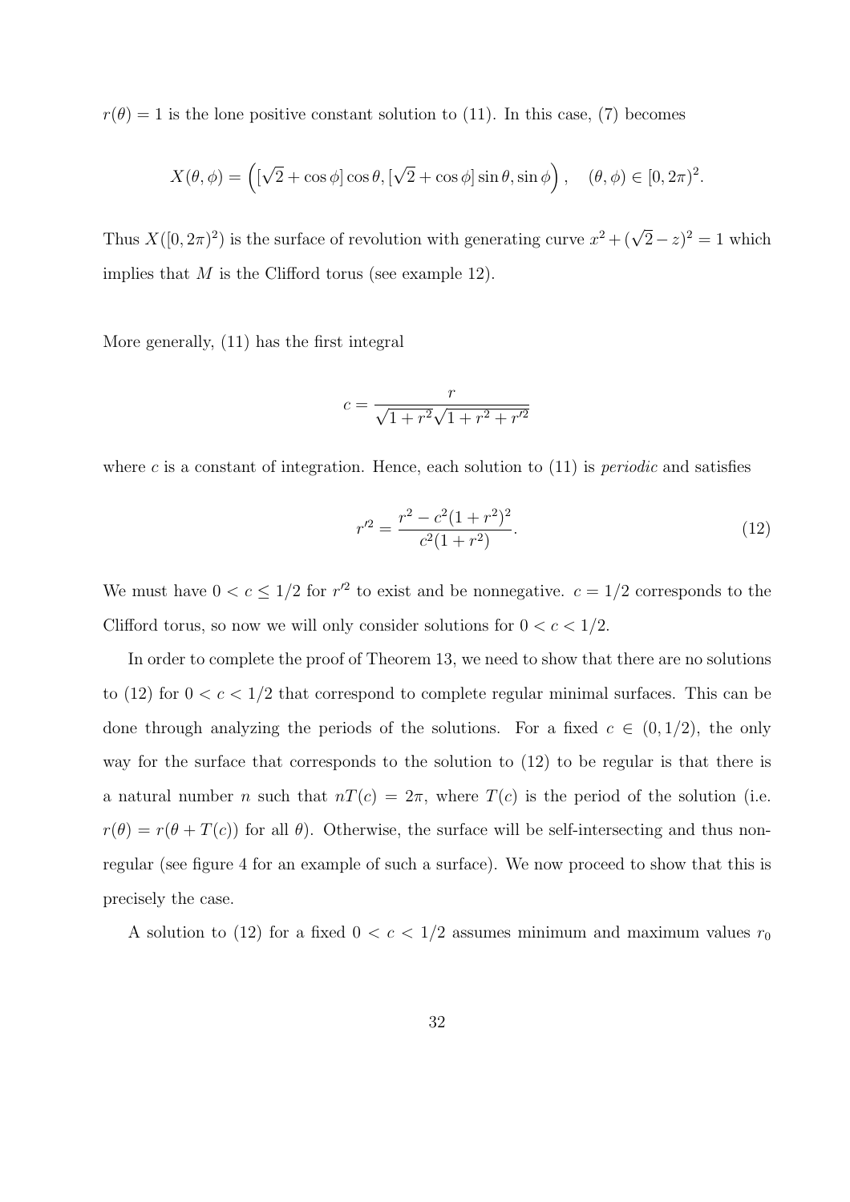$r(\theta) = 1$ is the lone positive constant solution to (11). In this case, (7) becomes

$$X(\theta, \phi) = \left( [\sqrt{2} + \cos\phi] \cos\theta, [\sqrt{2} + \cos\phi] \sin\theta, \sin\phi \right), \quad (\theta, \phi) \in [0, 2\pi)^2.$$

Thus $X([0, 2\pi)^2)$ is the surface of revolution with generating curve $x^2 + (\sqrt{2} - z)^2 = 1$ which implies that $M$ is the Clifford torus (see example 12).

More generally, (11) has the first integral

$$c = \frac{r}{\sqrt{1 + r^2}\sqrt{1 + r^2 + r'^2}}$$

where $c$ is a constant of integration. Hence, each solution to (11) is *periodic* and satisfies

$$r'^2 = \frac{r^2 - c^2(1 + r^2)^2}{c^2(1 + r^2)}. \tag{12}$$

We must have $0 < c \leq 1/2$ for $r'^2$ to exist and be nonnegative. $c = 1/2$ corresponds to the Clifford torus, so now we will only consider solutions for $0 < c < 1/2$.

In order to complete the proof of Theorem 13, we need to show that there are no solutions to (12) for $0 < c < 1/2$ that correspond to complete regular minimal surfaces. This can be done through analyzing the periods of the solutions. For a fixed $c \in (0, 1/2)$, the only way for the surface that corresponds to the solution to (12) to be regular is that there is a natural number $n$ such that $nT(c) = 2\pi$, where $T(c)$ is the period of the solution (i.e. $r(\theta) = r(\theta + T(c))$ for all $\theta$). Otherwise, the surface will be self-intersecting and thus non-regular (see figure 4 for an example of such a surface). We now proceed to show that this is precisely the case.

A solution to (12) for a fixed $0 < c < 1/2$ assumes minimum and maximum values $r_0$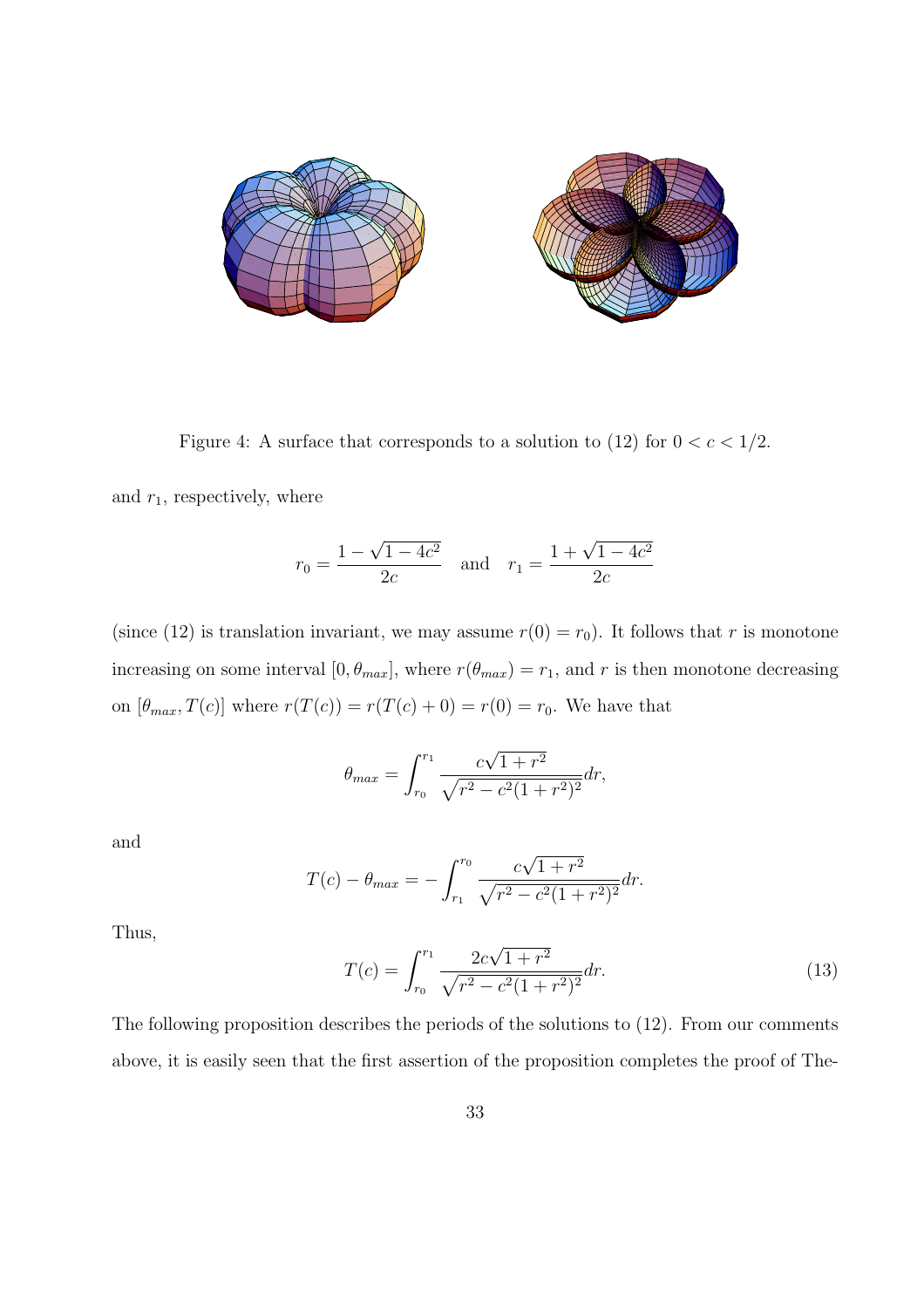Figure 4: A surface that corresponds to a solution to (12) for $0 < c < 1/2$.

and $r_1$, respectively, where

$$r_0 = \frac{1 - \sqrt{1 - 4c^2}}{2c} \quad \text{and} \quad r_1 = \frac{1 + \sqrt{1 - 4c^2}}{2c}$$

(since (12) is translation invariant, we may assume $r(0) = r_0$). It follows that $r$ is monotone increasing on some interval $[0, \theta_{max}]$, where $r(\theta_{max}) = r_1$, and $r$ is then monotone decreasing on $[\theta_{max}, T(c)]$ where $r(T(c)) = r(T(c) + 0) = r(0) = r_0$. We have that

$$\theta_{max} = \int_{r_0}^{r_1} \frac{c\sqrt{1 + r^2}}{\sqrt{r^2 - c^2(1 + r^2)^2}} dr,$$

and

$$T(c) - \theta_{max} = -\int_{r_1}^{r_0} \frac{c\sqrt{1 + r^2}}{\sqrt{r^2 - c^2(1 + r^2)^2}} dr.$$

Thus,

$$T(c) = \int_{r_0}^{r_1} \frac{2c\sqrt{1 + r^2}}{\sqrt{r^2 - c^2(1 + r^2)^2}} dr. \tag{13}$$

The following proposition describes the periods of the solutions to (12). From our comments above, it is easily seen that the first assertion of the proposition completes the proof of The-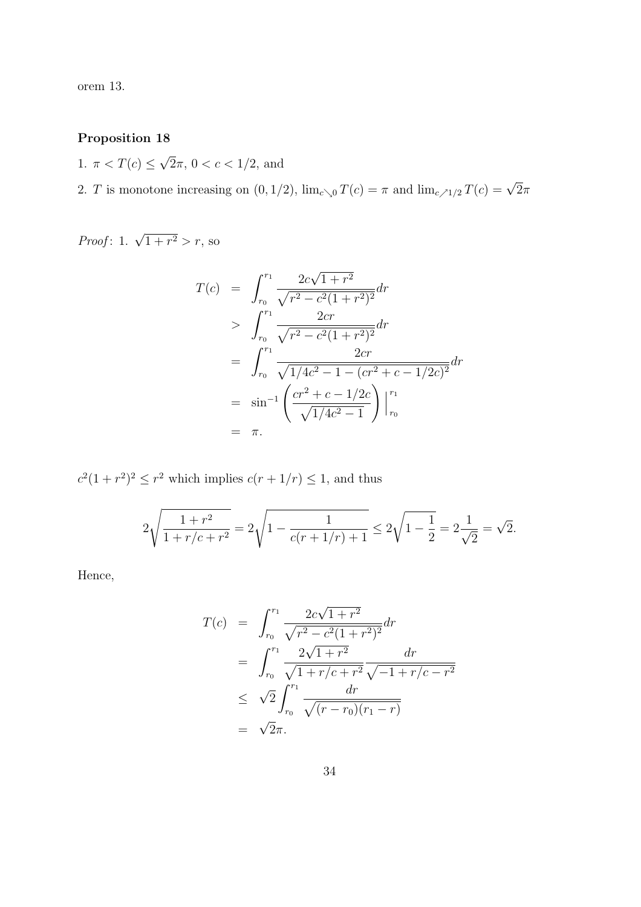orem 13.

**Proposition 18**

1. $\pi < T(c) \leq \sqrt{2}\pi$, $0 < c < 1/2$, and

2. $T$ is monotone increasing on $(0, 1/2)$, $\lim_{c \searrow 0} T(c) = \pi$ and $\lim_{c \nearrow 1/2} T(c) = \sqrt{2}\pi$

*Proof*: 1. $\sqrt{1+r^2} > r$, so

$$
\begin{aligned}
T(c) &= \int_{r_0}^{r_1} \frac{2c\sqrt{1+r^2}}{\sqrt{r^2 - c^2(1+r^2)^2}} dr \\
&> \int_{r_0}^{r_1} \frac{2cr}{\sqrt{r^2 - c^2(1+r^2)^2}} dr \\
&= \int_{r_0}^{r_1} \frac{2cr}{\sqrt{1/4c^2 - 1 - (cr^2 + c - 1/2c)^2}} dr \\
&= \sin^{-1}\left( \frac{cr^2 + c - 1/2c}{\sqrt{1/4c^2 - 1}} \right) \Big|_{r_0}^{r_1} \\
&= \pi.
\end{aligned}
$$

$c^2(1+r^2)^2 \leq r^2$ which implies $c(r + 1/r) \leq 1$, and thus

$$
2\sqrt{\frac{1+r^2}{1 + r/c + r^2}} = 2\sqrt{1 - \frac{1}{c(r+1/r)+1}} \leq 2\sqrt{1 - \frac{1}{2}} = 2\frac{1}{\sqrt{2}} = \sqrt{2}.
$$

Hence,

$$
\begin{aligned}
T(c) &= \int_{r_0}^{r_1} \frac{2c\sqrt{1+r^2}}{\sqrt{r^2 - c^2(1+r^2)^2}} dr \\
&= \int_{r_0}^{r_1} \frac{2\sqrt{1+r^2}}{\sqrt{1 + r/c + r^2}} \frac{dr}{\sqrt{-1 + r/c - r^2}} \\
&\leq \sqrt{2} \int_{r_0}^{r_1} \frac{dr}{\sqrt{(r - r_0)(r_1 - r)}} \\
&= \sqrt{2}\pi.
\end{aligned}
$$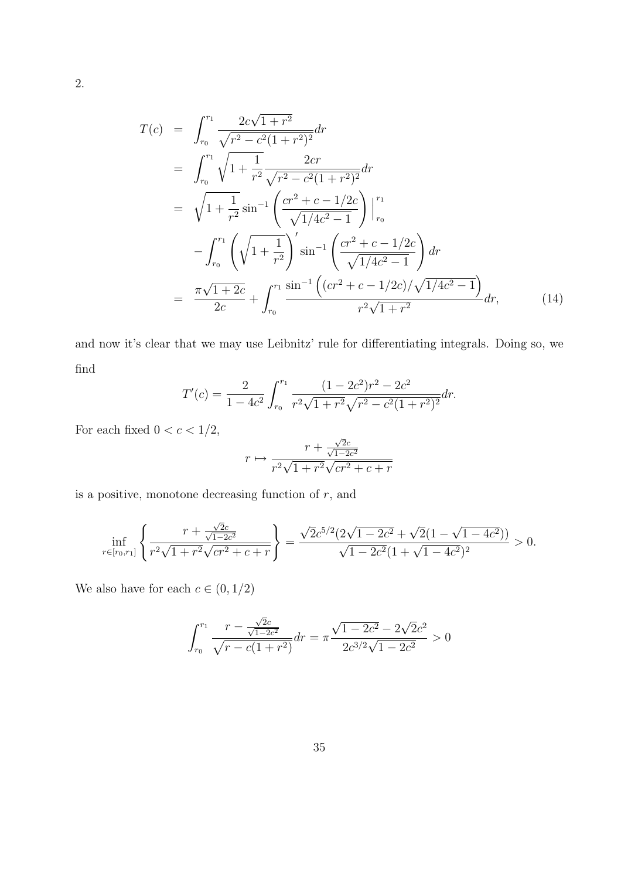2.

$$
\begin{aligned}
T(c) &= \int_{r_0}^{r_1} \frac{2c\sqrt{1+r^2}}{\sqrt{r^2-c^2(1+r^2)^2}}dr \\
&= \int_{r_0}^{r_1} \sqrt{1+\frac{1}{r^2}} \frac{2cr}{\sqrt{r^2-c^2(1+r^2)^2}}dr \\
&= \sqrt{1+\frac{1}{r^2}} \sin^{-1}\left(\frac{cr^2+c-1/2c}{\sqrt{1/4c^2-1}}\right)\Big|_{r_0}^{r_1} \\
&\quad - \int_{r_0}^{r_1} \left(\sqrt{1+\frac{1}{r^2}}\right)' \sin^{-1}\left(\frac{cr^2+c-1/2c}{\sqrt{1/4c^2-1}}\right)dr \\
&= \frac{\pi\sqrt{1+2c}}{2c} + \int_{r_0}^{r_1} \frac{\sin^{-1}\left((cr^2+c-1/2c)/\sqrt{1/4c^2-1}\right)}{r^2\sqrt{1+r^2}}dr, \qquad (14)
\end{aligned}
$$

and now it's clear that we may use Leibnitz' rule for differentiating integrals. Doing so, we find

$$
T'(c) = \frac{2}{1-4c^2}\int_{r_0}^{r_1} \frac{(1-2c^2)r^2-2c^2}{r^2\sqrt{1+r^2}\sqrt{r^2-c^2(1+r^2)^2}}dr.
$$

For each fixed $0<c<1/2$,

$$
r \mapsto \frac{r+\frac{\sqrt{2}c}{\sqrt{1-2c^2}}}{r^2\sqrt{1+r^2}\sqrt{cr^2+c+r}}
$$

is a positive, monotone decreasing function of $r$, and

$$
\inf_{r\in[r_0,r_1]}\left\{\frac{r+\frac{\sqrt{2}c}{\sqrt{1-2c^2}}}{r^2\sqrt{1+r^2}\sqrt{cr^2+c+r}}\right\} = \frac{\sqrt{2}c^{5/2}(2\sqrt{1-2c^2}+\sqrt{2}(1-\sqrt{1-4c^2}))}{\sqrt{1-2c^2}(1+\sqrt{1-4c^2})^2} > 0.
$$

We also have for each $c \in (0,1/2)$

$$
\int_{r_0}^{r_1} \frac{r-\frac{\sqrt{2}c}{\sqrt{1-2c^2}}}{\sqrt{r-c(1+r^2)}}dr = \pi\frac{\sqrt{1-2c^2}-2\sqrt{2}c^2}{2c^{3/2}\sqrt{1-2c^2}} > 0
$$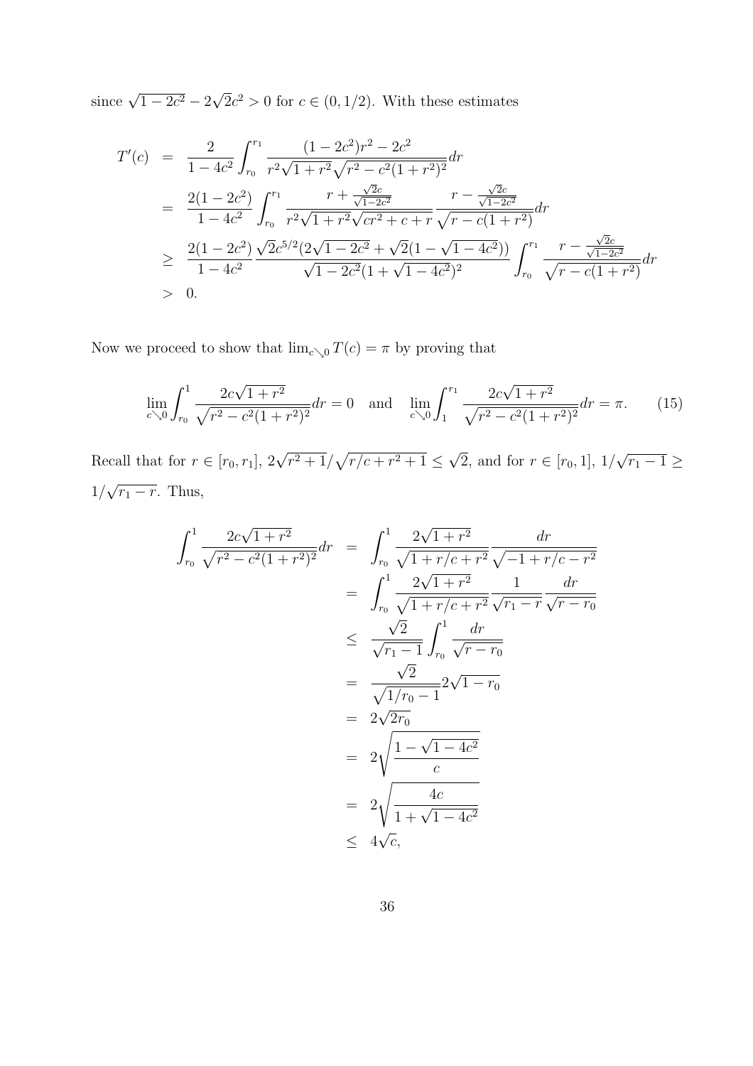since $\sqrt{1-2c^2} - 2\sqrt{2}c^2 > 0$ for $c \in (0, 1/2)$. With these estimates

$$
\begin{aligned}
T'(c) &= \frac{2}{1-4c^2} \int_{r_0}^{r_1} \frac{(1-2c^2)r^2 - 2c^2}{r^2\sqrt{1+r^2}\sqrt{r^2 - c^2(1+r^2)^2}} dr \\
&= \frac{2(1-2c^2)}{1-4c^2} \int_{r_0}^{r_1} \frac{r + \frac{\sqrt{2}c}{\sqrt{1-2c^2}}}{r^2\sqrt{1+r^2}\sqrt{cr^2+c+r}} \frac{r - \frac{\sqrt{2}c}{\sqrt{1-2c^2}}}{\sqrt{r - c(1+r^2)}} dr \\
&\geq \frac{2(1-2c^2)}{1-4c^2} \frac{\sqrt{2}c^{5/2}(2\sqrt{1-2c^2} + \sqrt{2}(1-\sqrt{1-4c^2}))}{\sqrt{1-2c^2}(1+\sqrt{1-4c^2})^2} \int_{r_0}^{r_1} \frac{r - \frac{\sqrt{2}c}{\sqrt{1-2c^2}}}{\sqrt{r - c(1+r^2)}} dr \\
&> 0.
\end{aligned}
$$

Now we proceed to show that $\lim_{c \searrow 0} T(c) = \pi$ by proving that

$$
\lim_{c \searrow 0} \int_{r_0}^{1} \frac{2c\sqrt{1+r^2}}{\sqrt{r^2 - c^2(1+r^2)^2}} dr = 0 \quad \text{and} \quad \lim_{c \searrow 0} \int_{1}^{r_1} \frac{2c\sqrt{1+r^2}}{\sqrt{r^2 - c^2(1+r^2)^2}} dr = \pi. \tag{15}
$$

Recall that for $r \in [r_0, r_1]$, $2\sqrt{r^2+1}/\sqrt{r/c + r^2 + 1} \leq \sqrt{2}$, and for $r \in [r_0, 1]$, $1/\sqrt{r_1 - 1} \geq 1/\sqrt{r_1 - r}$. Thus,

$$
\begin{aligned}
\int_{r_0}^{1} \frac{2c\sqrt{1+r^2}}{\sqrt{r^2 - c^2(1+r^2)^2}} dr &= \int_{r_0}^{1} \frac{2\sqrt{1+r^2}}{\sqrt{1 + r/c + r^2}} \frac{dr}{\sqrt{-1 + r/c - r^2}} \\
&= \int_{r_0}^{1} \frac{2\sqrt{1+r^2}}{\sqrt{1 + r/c + r^2}} \frac{1}{\sqrt{r_1 - r}} \frac{dr}{\sqrt{r - r_0}} \\
&\leq \frac{\sqrt{2}}{\sqrt{r_1 - 1}} \int_{r_0}^{1} \frac{dr}{\sqrt{r - r_0}} \\
&= \frac{\sqrt{2}}{\sqrt{1/r_0 - 1}} 2\sqrt{1 - r_0} \\
&= 2\sqrt{2r_0} \\
&= 2\sqrt{\frac{1 - \sqrt{1-4c^2}}{c}} \\
&= 2\sqrt{\frac{4c}{1 + \sqrt{1-4c^2}}} \\
&\leq 4\sqrt{c},
\end{aligned}
$$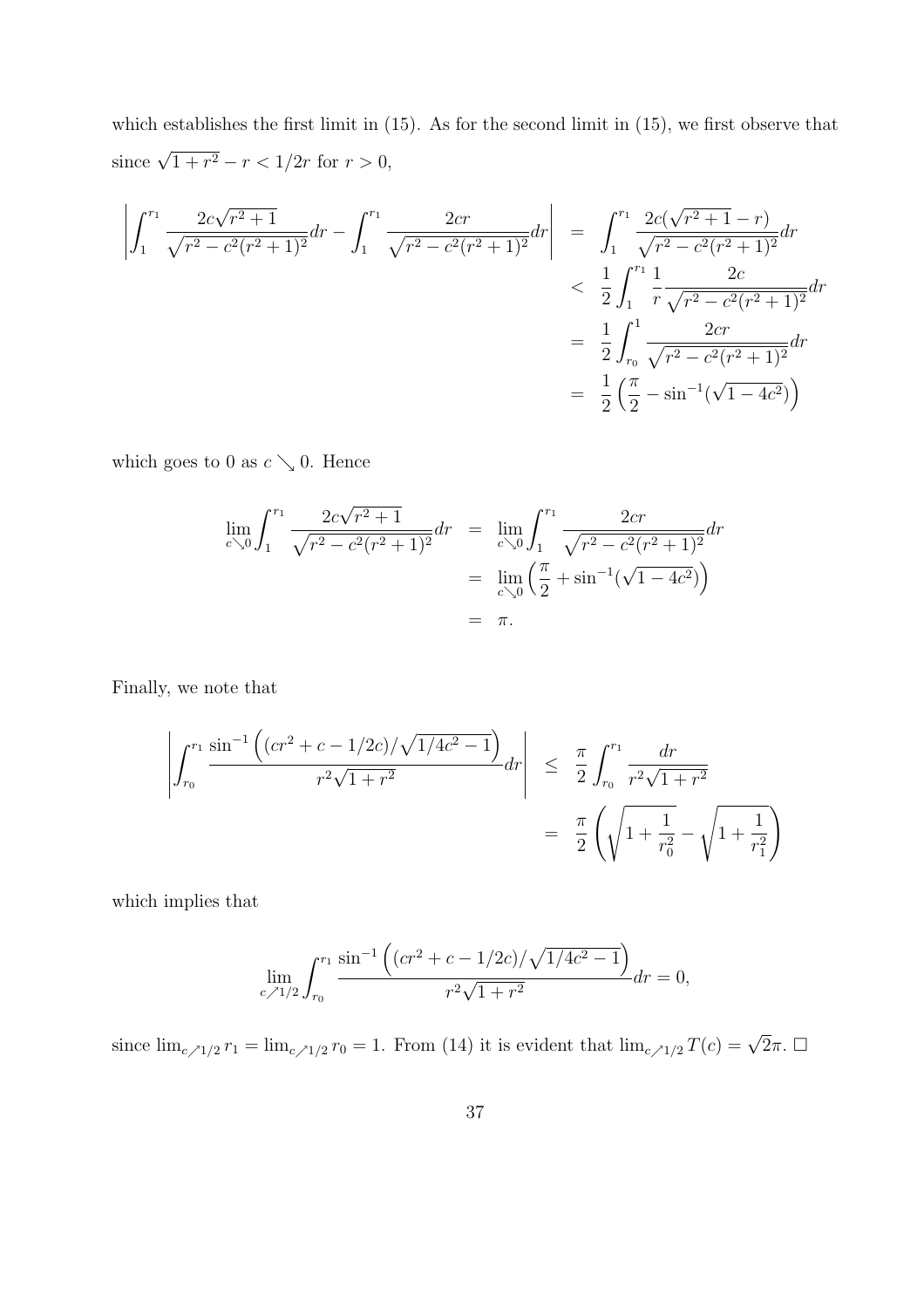which establishes the first limit in (15). As for the second limit in (15), we first observe that since $\sqrt{1+r^2} - r < 1/2r$ for $r > 0$,

$$
\begin{aligned}
\left| \int_1^{r_1} \frac{2c\sqrt{r^2+1}}{\sqrt{r^2 - c^2(r^2+1)^2}} dr - \int_1^{r_1} \frac{2cr}{\sqrt{r^2 - c^2(r^2+1)^2}} dr \right| &= \int_1^{r_1} \frac{2c(\sqrt{r^2+1} - r)}{\sqrt{r^2 - c^2(r^2+1)^2}} dr \\
&< \frac{1}{2} \int_1^{r_1} \frac{1}{r} \frac{2c}{\sqrt{r^2 - c^2(r^2+1)^2}} dr \\
&= \frac{1}{2} \int_{r_0}^{1} \frac{2cr}{\sqrt{r^2 - c^2(r^2+1)^2}} dr \\
&= \frac{1}{2} \left( \frac{\pi}{2} - \sin^{-1}(\sqrt{1-4c^2}) \right)
\end{aligned}
$$

which goes to 0 as $c \searrow 0$. Hence

$$
\begin{aligned}
\lim_{c \searrow 0} \int_1^{r_1} \frac{2c\sqrt{r^2+1}}{\sqrt{r^2 - c^2(r^2+1)^2}} dr &= \lim_{c \searrow 0} \int_1^{r_1} \frac{2cr}{\sqrt{r^2 - c^2(r^2+1)^2}} dr \\
&= \lim_{c \searrow 0} \left( \frac{\pi}{2} + \sin^{-1}(\sqrt{1-4c^2}) \right) \\
&= \pi.
\end{aligned}
$$

Finally, we note that

$$
\begin{aligned}
\left| \int_{r_0}^{r_1} \frac{\sin^{-1}\left( (cr^2 + c - 1/2c)/\sqrt{1/4c^2 - 1} \right)}{r^2\sqrt{1+r^2}} dr \right| &\le \frac{\pi}{2} \int_{r_0}^{r_1} \frac{dr}{r^2\sqrt{1+r^2}} \\
&= \frac{\pi}{2} \left( \sqrt{1 + \frac{1}{r_0^2}} - \sqrt{1 + \frac{1}{r_1^2}} \right)
\end{aligned}
$$

which implies that

$$
\lim_{c \nearrow 1/2} \int_{r_0}^{r_1} \frac{\sin^{-1}\left( (cr^2 + c - 1/2c)/\sqrt{1/4c^2 - 1} \right)}{r^2\sqrt{1+r^2}} dr = 0,
$$

since $\lim_{c \nearrow 1/2} r_1 = \lim_{c \nearrow 1/2} r_0 = 1$. From (14) it is evident that $\lim_{c \nearrow 1/2} T(c) = \sqrt{2}\pi$. $\square$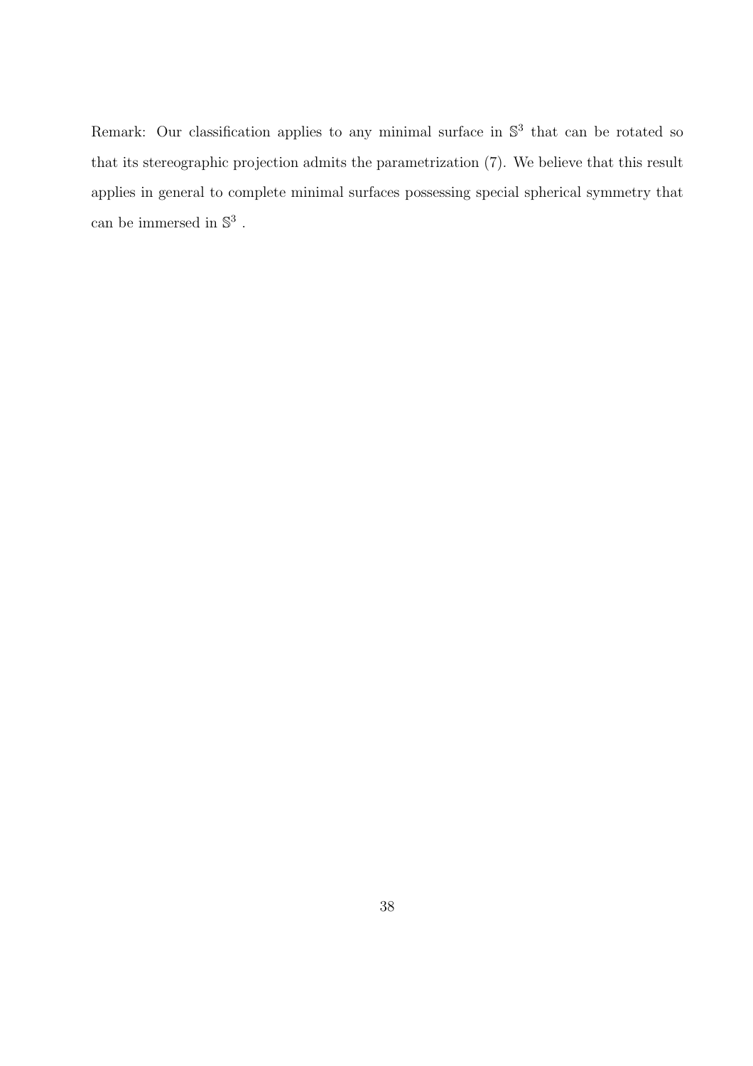Remark: Our classification applies to any minimal surface in $\mathbb{S}^3$ that can be rotated so that its stereographic projection admits the parametrization (7). We believe that this result applies in general to complete minimal surfaces possessing special spherical symmetry that can be immersed in $\mathbb{S}^3$ .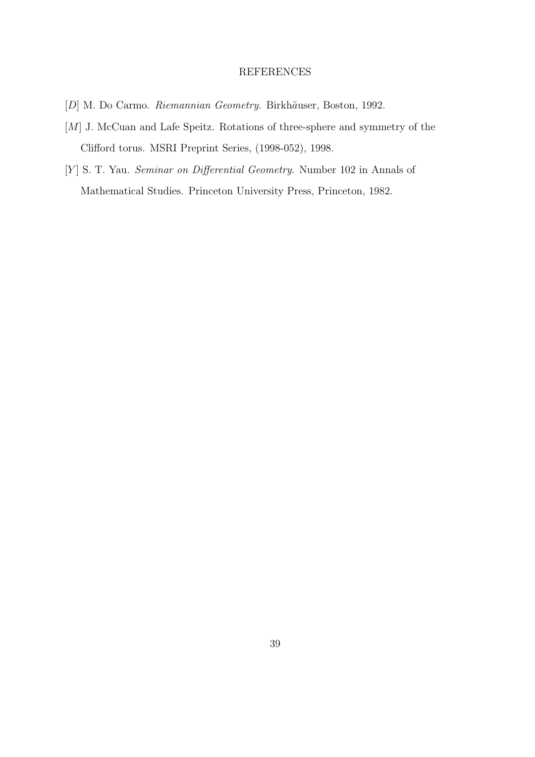# REFERENCES

[*D*] M. Do Carmo. *Riemannian Geometry.* Birkhäuser, Boston, 1992.

[*M*] J. McCuan and Lafe Speitz. Rotations of three-sphere and symmetry of the Clifford torus. MSRI Preprint Series, (1998-052), 1998.

[*Y*] S. T. Yau. *Seminar on Differential Geometry.* Number 102 in Annals of Mathematical Studies. Princeton University Press, Princeton, 1982.